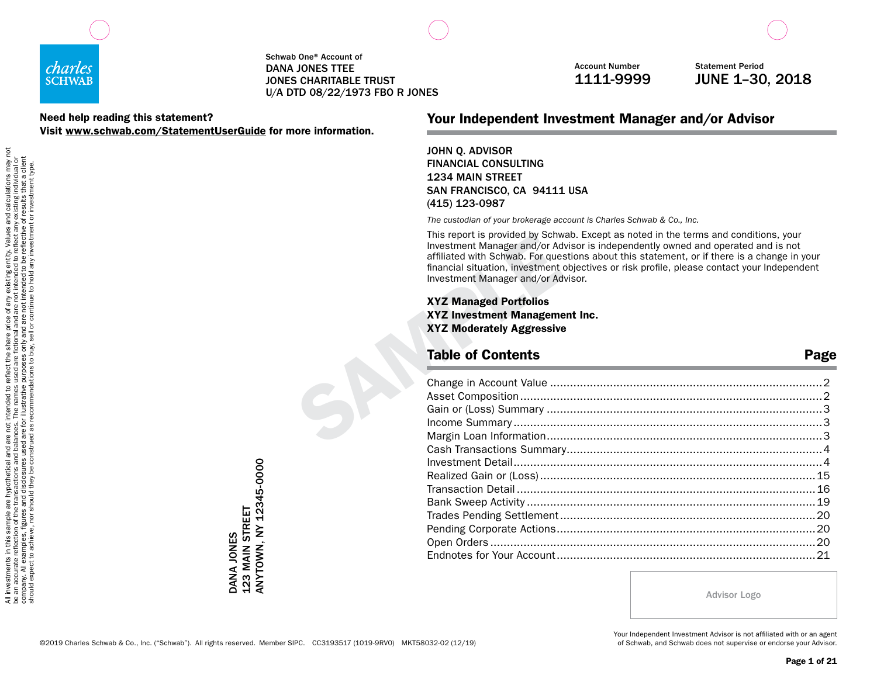charles SCHWAB

Schwab One® Account of
DANA JONES TTEE
JONES CHARITABLE TRUST
U/A DTD 08/22/1973 FBO R JONES

Account Number
**1111-9999**

Statement Period
**JUNE 1–30, 2018**

**Need help reading this statement?**
**Visit www.schwab.com/StatementUserGuide for more information.**

All investments in this sample are hypothetical and are not intended to reflect the share price of any existing entity. Values and calculations may not be an accurate reflection of the transactions and balances. The names used are fictional and are not intended to reflect any existing individual or company. All examples, figures and disclosures used are for illustrative purposes only and are not intended to be reflective of results that a client should expect to achieve, nor should they be construed as recommendations to buy, sell or continue to hold any investment or investment type.

DANA JONES
123 MAIN STREET
ANYTOWN, NY 12345-0000

## Your Independent Investment Manager and/or Advisor

JOHN Q. ADVISOR
FINANCIAL CONSULTING
1234 MAIN STREET
SAN FRANCISCO, CA 94111 USA
(415) 123-0987

*The custodian of your brokerage account is Charles Schwab & Co., Inc.*

This report is provided by Schwab. Except as noted in the terms and conditions, your Investment Manager and/or Advisor is independently owned and operated and is not affiliated with Schwab. For questions about this statement, or if there is a change in your financial situation, investment objectives or risk profile, please contact your Independent Investment Manager and/or Advisor.

**XYZ Managed Portfolios**
**XYZ Investment Management Inc.**
**XYZ Moderately Aggressive**

## Table of Contents

| Table of Contents | Page |
|---|---|
| Change in Account Value | 2 |
| Asset Composition | 2 |
| Gain or (Loss) Summary | 3 |
| Income Summary | 3 |
| Margin Loan Information | 3 |
| Cash Transactions Summary | 4 |
| Investment Detail | 4 |
| Realized Gain or (Loss) | 15 |
| Transaction Detail | 16 |
| Bank Sweep Activity | 19 |
| Trades Pending Settlement | 20 |
| Pending Corporate Actions | 20 |
| Open Orders | 20 |
| Endnotes for Your Account | 21 |

Advisor Logo

©2019 Charles Schwab & Co., Inc. ("Schwab"). All rights reserved. Member SIPC. CC3193517 (1019-9RV0) MKT58032-02 (12/19)

Your Independent Investment Advisor is not affiliated with or an agent of Schwab, and Schwab does not supervise or endorse your Advisor.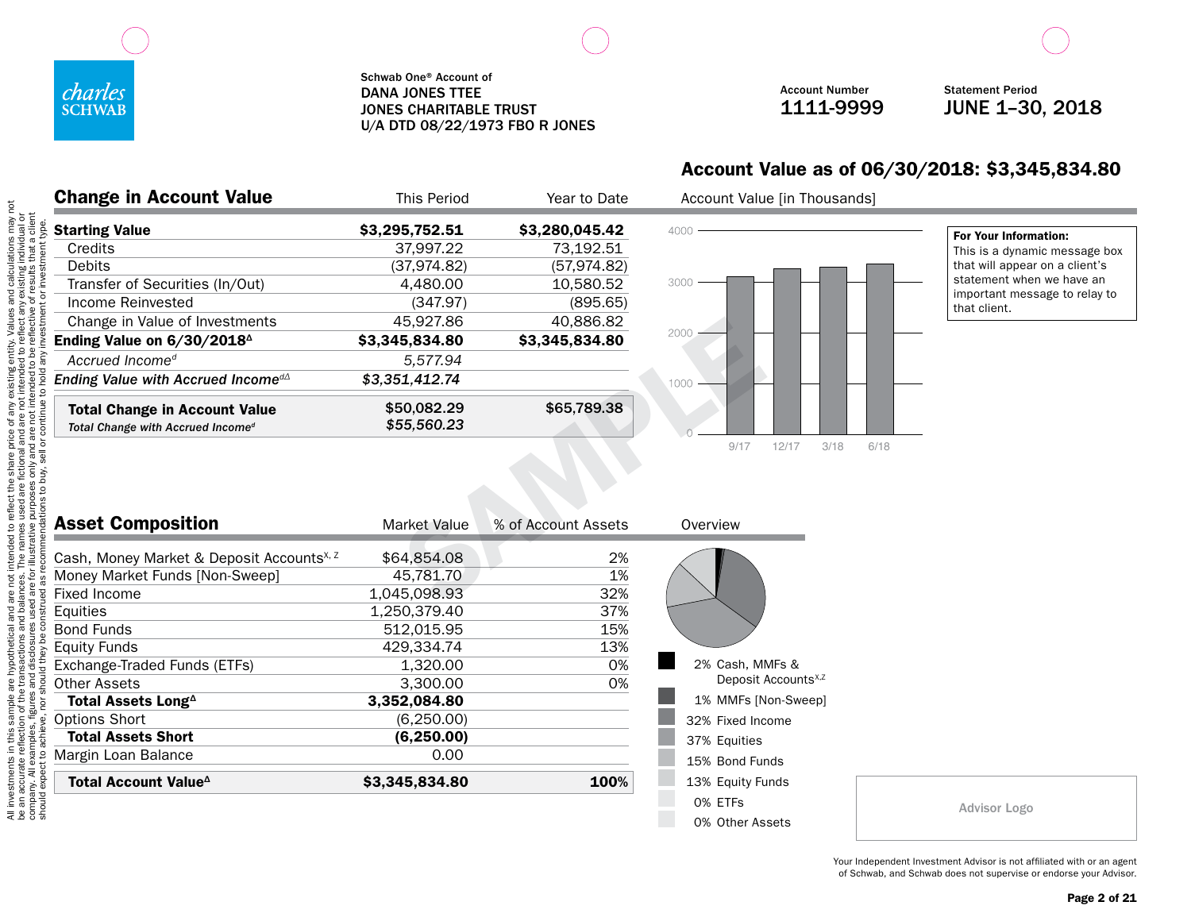Schwab One® Account of
DANA JONES TTEE
JONES CHARITABLE TRUST
U/A DTD 08/22/1973 FBO R JONES

Account Number
**1111-9999**

Statement Period
**JUNE 1–30, 2018**

## Account Value as of 06/30/2018: $3,345,834.80

## Change in Account Value

| | This Period | Year to Date |
|---|---|---|
| **Starting Value** | **$3,295,752.51** | **$3,280,045.42** |
| Credits | 37,997.22 | 73,192.51 |
| Debits | (37,974.82) | (57,974.82) |
| Transfer of Securities (In/Out) | 4,480.00 | 10,580.52 |
| Income Reinvested | (347.97) | (895.65) |
| Change in Value of Investments | 45,927.86 | 40,886.82 |
| **Ending Value on 6/30/2018[Δ]** | **$3,345,834.80** | **$3,345,834.80** |
| *Accrued Income[d]* | *5,577.94* | |
| ***Ending Value with Accrued Income[dΔ]*** | ***$3,351,412.74*** | |
| **Total Change in Account Value** | **$50,082.29** | **$65,789.38** |
| ***Total Change with Accrued Income[d]*** | ***$55,560.23*** | |

Account Value [in Thousands]

| | 9/17 | 12/17 | 3/18 | 6/18 |
|---|---|---|---|---|
| Account Value | ~3,100 | ~3,250 | ~3,300 | ~3,350 |

**For Your Information:**
This is a dynamic message box that will appear on a client's statement when we have an important message to relay to that client.

## Asset Composition

| | Market Value | % of Account Assets |
|---|---|---|
| Cash, Money Market & Deposit Accounts[X, Z] | $64,854.08 | 2% |
| Money Market Funds [Non-Sweep] | 45,781.70 | 1% |
| Fixed Income | 1,045,098.93 | 32% |
| Equities | 1,250,379.40 | 37% |
| Bond Funds | 512,015.95 | 15% |
| Equity Funds | 429,334.74 | 13% |
| Exchange-Traded Funds (ETFs) | 1,320.00 | 0% |
| Other Assets | 3,300.00 | 0% |
| **Total Assets Long[Δ]** | **3,352,084.80** | |
| Options Short | (6,250.00) | |
| **Total Assets Short** | **(6,250.00)** | |
| Margin Loan Balance | 0.00 | |
| **Total Account Value[Δ]** | **$3,345,834.80** | **100%** |

Overview

- 2% Cash, MMFs & Deposit Accounts[X,Z]
- 1% MMFs [Non-Sweep]
- 32% Fixed Income
- 37% Equities
- 15% Bond Funds
- 13% Equity Funds
- 0% ETFs
- 0% Other Assets

Advisor Logo

Your Independent Investment Advisor is not affiliated with or an agent of Schwab, and Schwab does not supervise or endorse your Advisor.

All investments in this sample are hypothetical and are not intended to reflect the share price of any existing entity. Values and calculations may not be an accurate reflection of the transactions and balances. The names used are fictional and are not intended to reflect any existing individual or company. All examples, figures and disclosures used are for illustrative purposes only and are not intended to be reflective of results that a client should expect to achieve, nor should they be construed as recommendations to buy, sell or continue to hold any investment or investment type.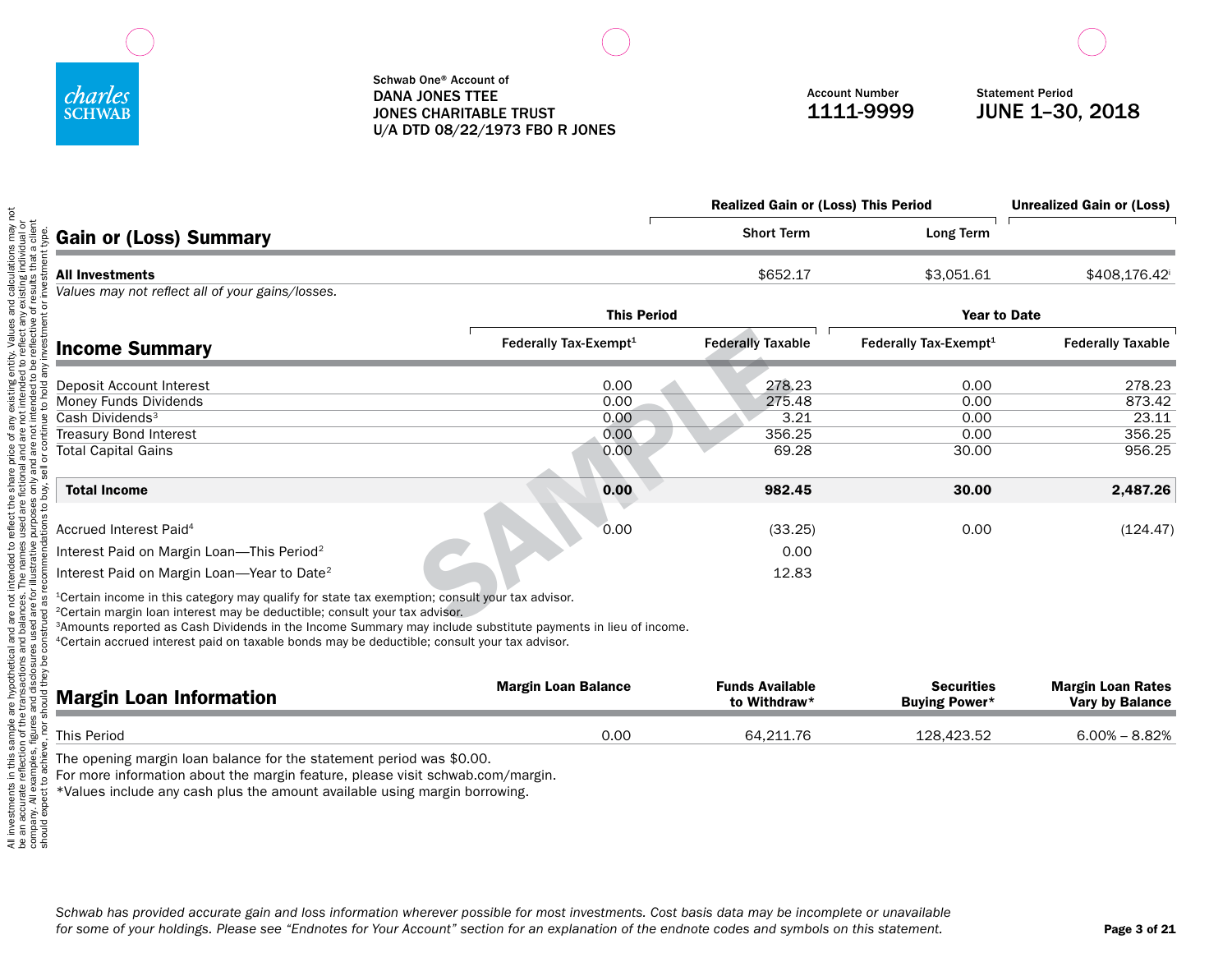Schwab One® Account of
DANA JONES TTEE
JONES CHARITABLE TRUST
U/A DTD 08/22/1973 FBO R JONES

Account Number
1111-9999

Statement Period
JUNE 1–30, 2018

All investments in this sample are hypothetical and are not intended to reflect the share price of any existing entity. Values and calculations may not be an accurate reflection of the transactions and balances. The names used are fictional and are not intended to reflect any existing individual or company. All examples, figures and disclosures used are for illustrative purposes only and are not intended to be reflective of results that a client should expect to achieve, nor should they be construed as recommendations to buy, sell or continue to hold any investment or investment type.

## Gain or (Loss) Summary

| | Realized Gain or (Loss) This Period | | Unrealized Gain or (Loss) |
|---|---|---|---|
| | Short Term | Long Term | |
| **All Investments** | $652.17 | $3,051.61 | $408,176.42ⁱ |

*Values may not reflect all of your gains/losses.*

## Income Summary

| | This Period | | Year to Date | |
|---|---|---|---|---|
| | Federally Tax-Exempt[1] | Federally Taxable | Federally Tax-Exempt[1] | Federally Taxable |
| Deposit Account Interest | 0.00 | 278.23 | 0.00 | 278.23 |
| Money Funds Dividends | 0.00 | 275.48 | 0.00 | 873.42 |
| Cash Dividends[3] | 0.00 | 3.21 | 0.00 | 23.11 |
| Treasury Bond Interest | 0.00 | 356.25 | 0.00 | 356.25 |
| Total Capital Gains | 0.00 | 69.28 | 30.00 | 956.25 |
| **Total Income** | **0.00** | **982.45** | **30.00** | **2,487.26** |
| Accrued Interest Paid[4] | 0.00 | (33.25) | 0.00 | (124.47) |
| Interest Paid on Margin Loan—This Period[2] | | 0.00 | | |
| Interest Paid on Margin Loan—Year to Date[2] | | 12.83 | | |

[1]Certain income in this category may qualify for state tax exemption; consult your tax advisor.
[2]Certain margin loan interest may be deductible; consult your tax advisor.
[3]Amounts reported as Cash Dividends in the Income Summary may include substitute payments in lieu of income.
[4]Certain accrued interest paid on taxable bonds may be deductible; consult your tax advisor.

## Margin Loan Information

| | Margin Loan Balance | Funds Available to Withdraw* | Securities Buying Power* | Margin Loan Rates Vary by Balance |
|---|---|---|---|---|
| This Period | 0.00 | 64,211.76 | 128,423.52 | 6.00% – 8.82% |

The opening margin loan balance for the statement period was $0.00.
For more information about the margin feature, please visit schwab.com/margin.
*Values include any cash plus the amount available using margin borrowing.

*Schwab has provided accurate gain and loss information wherever possible for most investments. Cost basis data may be incomplete or unavailable for some of your holdings. Please see "Endnotes for Your Account" section for an explanation of the endnote codes and symbols on this statement.*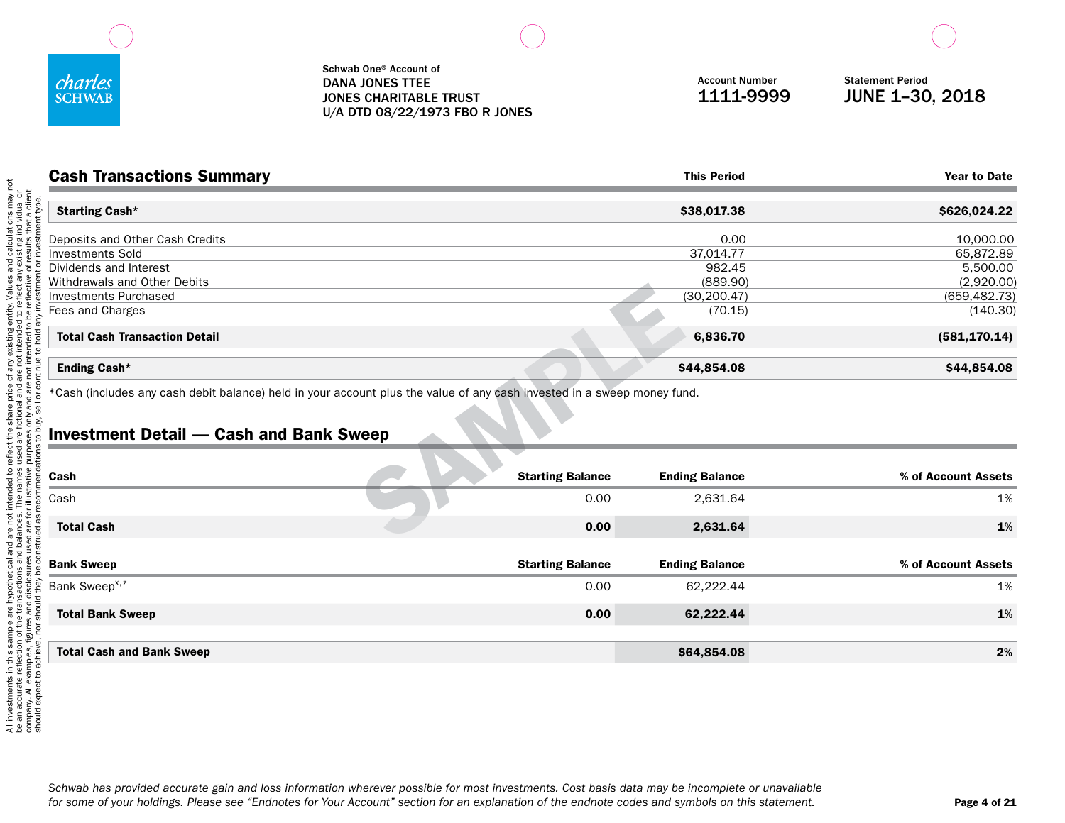charles SCHWAB

Schwab One® Account of
DANA JONES TTEE
JONES CHARITABLE TRUST
U/A DTD 08/22/1973 FBO R JONES

Account Number
1111-9999

Statement Period
JUNE 1–30, 2018

## Cash Transactions Summary

| | This Period | Year to Date |
|---|---|---|
| **Starting Cash*** | **$38,017.38** | **$626,024.22** |
| Deposits and Other Cash Credits | 0.00 | 10,000.00 |
| Investments Sold | 37,014.77 | 65,872.89 |
| Dividends and Interest | 982.45 | 5,500.00 |
| Withdrawals and Other Debits | (889.90) | (2,920.00) |
| Investments Purchased | (30,200.47) | (659,482.73) |
| Fees and Charges | (70.15) | (140.30) |
| **Total Cash Transaction Detail** | **6,836.70** | **(581,170.14)** |
| **Ending Cash*** | **$44,854.08** | **$44,854.08** |

*Cash (includes any cash debit balance) held in your account plus the value of any cash invested in a sweep money fund.

## Investment Detail — Cash and Bank Sweep

| Cash | Starting Balance | Ending Balance | % of Account Assets |
|---|---|---|---|
| Cash | 0.00 | 2,631.64 | 1% |
| **Total Cash** | **0.00** | **2,631.64** | **1%** |

| Bank Sweep | Starting Balance | Ending Balance | % of Account Assets |
|---|---|---|---|
| Bank Sweep[x,z] | 0.00 | 62,222.44 | 1% |
| **Total Bank Sweep** | **0.00** | **62,222.44** | **1%** |
| **Total Cash and Bank Sweep** | | **$64,854.08** | **2%** |

All investments in this sample are hypothetical and are not intended to reflect the share price of any existing entity. Values and calculations may not be an accurate reflection of the transactions and balances. The names used are fictional and are not intended to reflect any existing individual or company. All examples, figures and disclosures used are for illustrative purposes only and are not intended to be reflective of results that a client should expect to achieve, nor should they be construed as recommendations to buy, sell or continue to hold any investment or investment type.

*Schwab has provided accurate gain and loss information wherever possible for most investments. Cost basis data may be incomplete or unavailable for some of your holdings. Please see "Endnotes for Your Account" section for an explanation of the endnote codes and symbols on this statement.*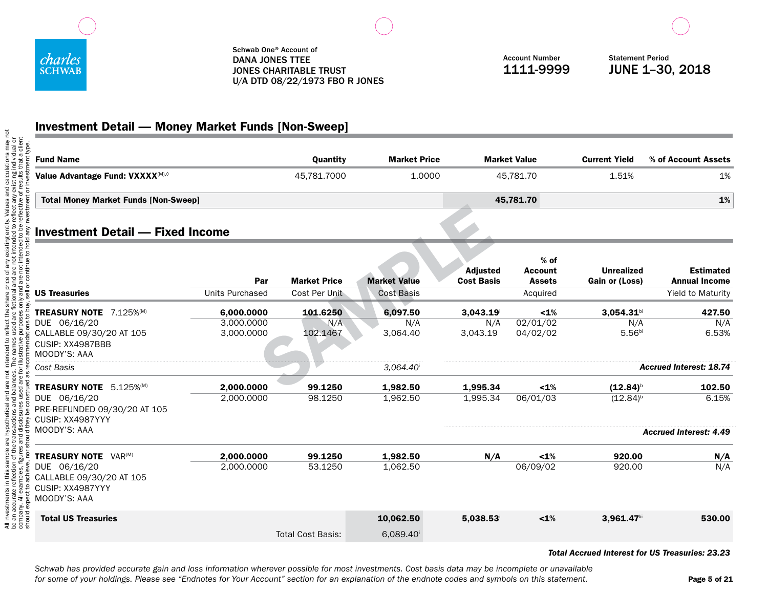Schwab One® Account of
DANA JONES TTEE
JONES CHARITABLE TRUST
U/A DTD 08/22/1973 FBO R JONES

Account Number
**1111-9999**

Statement Period
**JUNE 1–30, 2018**

## Investment Detail — Money Market Funds [Non-Sweep]

| Fund Name | Quantity | Market Price | Market Value | Current Yield | % of Account Assets |
|---|---|---|---|---|---|
| **Value Advantage Fund: VXXXX**(M),◊ | 45,781.7000 | 1.0000 | 45,781.70 | 1.51% | 1% |
| **Total Money Market Funds [Non-Sweep]** | | | **45,781.70** | | **1%** |

## Investment Detail — Fixed Income

| US Treasuries | Par<br>Units Purchased | Market Price<br>Cost Per Unit | Market Value<br>Cost Basis | Adjusted Cost Basis | % of Account Assets<br>Acquired | Unrealized Gain or (Loss) | Estimated Annual Income<br>Yield to Maturity |
|---|---|---|---|---|---|---|---|
| **TREASURY NOTE** 7.125%(M) | **6,000.0000** | **101.6250** | **6,097.50** | **3,043.19**i | **<1%** | **3,054.31**bi | **427.50** |
| DUE 06/16/20 | 3,000.0000 | N/A | N/A | N/A | 02/01/02 | N/A | N/A |
| CALLABLE 09/30/20 AT 105 | 3,000.0000 | 102.1467 | 3,064.40 | 3,043.19 | 04/02/02 | 5.56bi | 6.53% |
| CUSIP: XX4987BBB | | | | | | | |
| MOODY'S: AAA | | | | | | | |
| *Cost Basis* | | | *3,064.40*i | | | | ***Accrued Interest: 18.74*** |
| **TREASURY NOTE** 5.125%(M) | **2,000.0000** | **99.1250** | **1,982.50** | **1,995.34** | **<1%** | **(12.84)**b | **102.50** |
| DUE 06/16/20 | 2,000.0000 | 98.1250 | 1,962.50 | 1,995.34 | 06/01/03 | (12.84)b | 6.15% |
| PRE-REFUNDED 09/30/20 AT 105 | | | | | | | |
| CUSIP: XX4987YYY | | | | | | | |
| MOODY'S: AAA | | | | | | | ***Accrued Interest: 4.49*** |
| **TREASURY NOTE** VAR(M) | **2,000.0000** | **99.1250** | **1,982.50** | **N/A** | **<1%** | **920.00** | **N/A** |
| DUE 06/16/20 | 2,000.0000 | 53.1250 | 1,062.50 | | 06/09/02 | 920.00 | N/A |
| CALLABLE 09/30/20 AT 105 | | | | | | | |
| CUSIP: XX4987YYY | | | | | | | |
| MOODY'S: AAA | | | | | | | |
| **Total US Treasuries** | | | **10,062.50** | **5,038.53**i | **<1%** | **3,961.47**bi | **530.00** |
| | | Total Cost Basis: | 6,089.40i | | | | |

***Total Accrued Interest for US Treasuries: 23.23***

*Schwab has provided accurate gain and loss information wherever possible for most investments. Cost basis data may be incomplete or unavailable for some of your holdings. Please see "Endnotes for Your Account" section for an explanation of the endnote codes and symbols on this statement.*

All investments in this sample are hypothetical and are not intended to reflect the share price of any existing entity. Values and calculations may not be an accurate reflection of the transactions and balances. The names used are fictional and are not intended to reflect any existing individual or company. All examples, figures and disclosures used are for illustrative purposes only and are not intended to be reflective of results that a client should expect to achieve, nor should they be construed as recommendations to buy, sell or continue to hold any investment or investment type.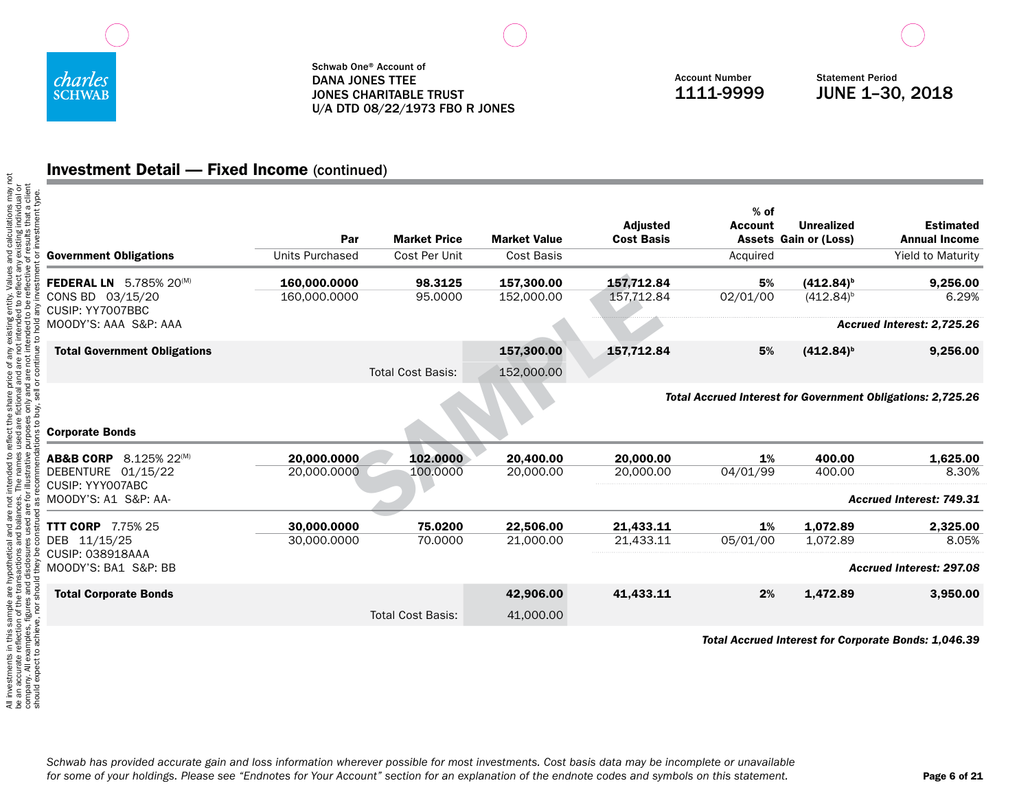Schwab One® Account of
DANA JONES TTEE
JONES CHARITABLE TRUST
U/A DTD 08/22/1973 FBO R JONES

Account Number
1111-9999

Statement Period
JUNE 1–30, 2018

## Investment Detail — Fixed Income (continued)

| | Par | Market Price | Market Value | Adjusted Cost Basis | % of Account Assets | Unrealized Gain or (Loss) | Estimated Annual Income |
|---|---|---|---|---|---|---|---|
| **Government Obligations** | Units Purchased | Cost Per Unit | Cost Basis | | Acquired | | Yield to Maturity |
| **FEDERAL LN** 5.785% 20[(M)] | **160,000.0000** | **98.3125** | **157,300.00** | **157,712.84** | **5%** | **(412.84)[b]** | **9,256.00** |
| CONS BD 03/15/20 | 160,000.0000 | 95.0000 | 152,000.00 | 157,712.84 | 02/01/00 | (412.84)[b] | 6.29% |
| CUSIP: YY7007BBC | | | | | | | |
| MOODY'S: AAA S&P: AAA | | | | | | | ***Accrued Interest: 2,725.26*** |
| **Total Government Obligations** | | | **157,300.00** | **157,712.84** | **5%** | **(412.84)[b]** | **9,256.00** |
| | | Total Cost Basis: | 152,000.00 | | | | |

***Total Accrued Interest for Government Obligations: 2,725.26***

| | Par | Market Price | Market Value | Adjusted Cost Basis | % of Account Assets | Unrealized Gain or (Loss) | Estimated Annual Income |
|---|---|---|---|---|---|---|---|
| **Corporate Bonds** | Units Purchased | Cost Per Unit | Cost Basis | | Acquired | | Yield to Maturity |
| **AB&B CORP** 8.125% 22[(M)] | **20,000.0000** | **102.0000** | **20,400.00** | **20,000.00** | **1%** | **400.00** | **1,625.00** |
| DEBENTURE 01/15/22 | 20,000.0000 | 100.0000 | 20,000.00 | 20,000.00 | 04/01/99 | 400.00 | 8.30% |
| CUSIP: YYY007ABC | | | | | | | |
| MOODY'S: A1 S&P: AA- | | | | | | | ***Accrued Interest: 749.31*** |
| **TTT CORP** 7.75% 25 | **30,000.0000** | **75.0200** | **22,506.00** | **21,433.11** | **1%** | **1,072.89** | **2,325.00** |
| DEB 11/15/25 | 30,000.0000 | 70.0000 | 21,000.00 | 21,433.11 | 05/01/00 | 1,072.89 | 8.05% |
| CUSIP: 038918AAA | | | | | | | |
| MOODY'S: BA1 S&P: BB | | | | | | | ***Accrued Interest: 297.08*** |
| **Total Corporate Bonds** | | | **42,906.00** | **41,433.11** | **2%** | **1,472.89** | **3,950.00** |
| | | Total Cost Basis: | 41,000.00 | | | | |

***Total Accrued Interest for Corporate Bonds: 1,046.39***

All investments in this sample are hypothetical and are not intended to reflect the share price of any existing entity. Values and calculations may not be an accurate reflection of the transactions and balances. The names used are fictional and are not intended to reflect any existing individual or company. All examples, figures and disclosures used are for illustrative purposes only and are not intended to be reflective of results that a client should expect to achieve, nor should they be construed as recommendations to buy, sell or continue to hold any investment or investment type.

*Schwab has provided accurate gain and loss information wherever possible for most investments. Cost basis data may be incomplete or unavailable for some of your holdings. Please see "Endnotes for Your Account" section for an explanation of the endnote codes and symbols on this statement.*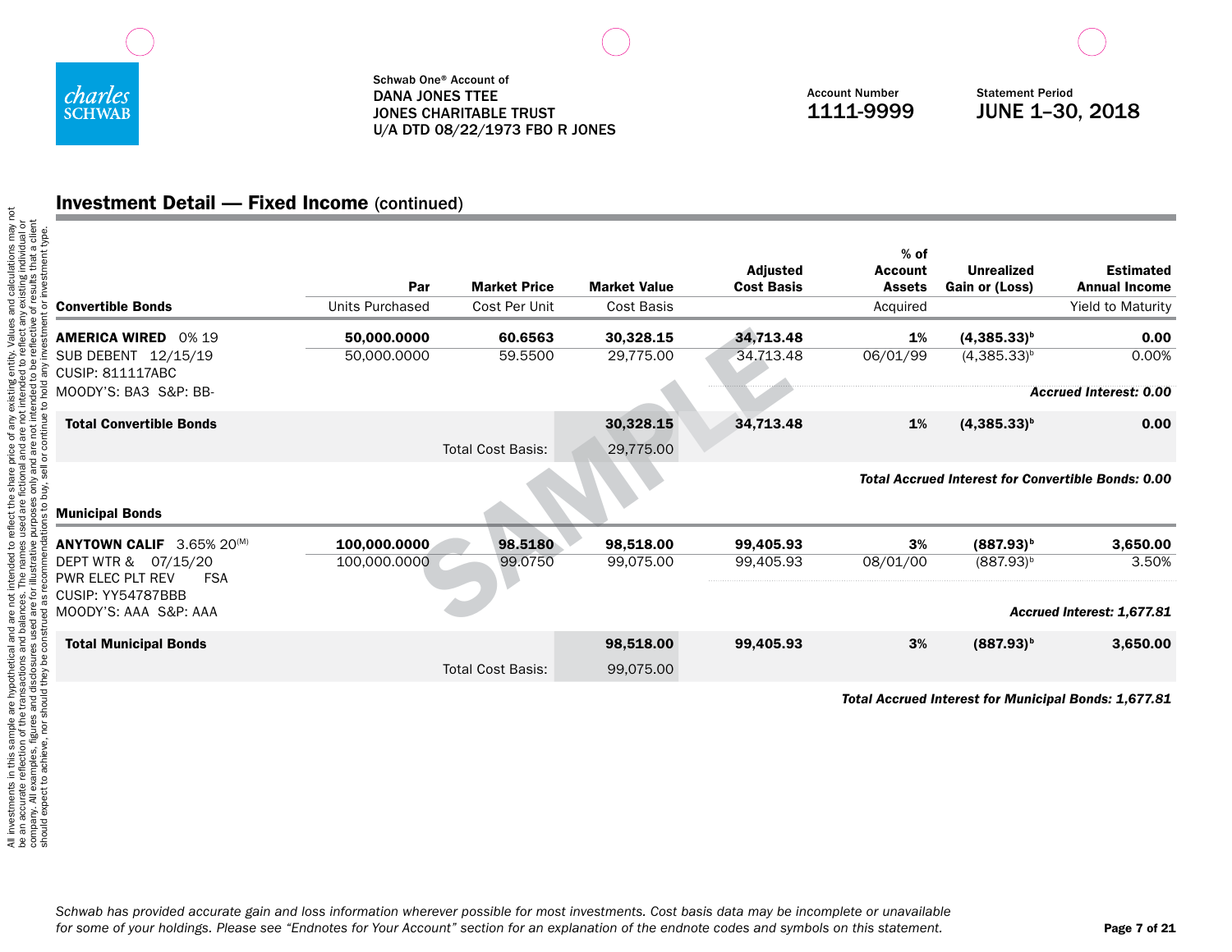Schwab One® Account of
DANA JONES TTEE
JONES CHARITABLE TRUST
U/A DTD 08/22/1973 FBO R JONES

Account Number
1111-9999

Statement Period
JUNE 1–30, 2018

## Investment Detail — Fixed Income (continued)

| Convertible Bonds | Par / Units Purchased | Market Price / Cost Per Unit | Market Value / Cost Basis | Adjusted Cost Basis | % of Account Assets / Acquired | Unrealized Gain or (Loss) | Estimated Annual Income / Yield to Maturity |
|---|---|---|---|---|---|---|---|
| **AMERICA WIRED** 0% 19 | **50,000.0000** | **60.6563** | **30,328.15** | **34,713.48** | **1%** | **(4,385.33)[b]** | **0.00** |
| SUB DEBENT 12/15/19 | 50,000.0000 | 59.5500 | 29,775.00 | 34,713.48 | 06/01/99 | (4,385.33)[b] | 0.00% |
| CUSIP: 811117ABC | | | | | | | |
| MOODY'S: BA3 S&P: BB- | | | | | | | ***Accrued Interest: 0.00*** |
| **Total Convertible Bonds** | | | **30,328.15** | **34,713.48** | **1%** | **(4,385.33)[b]** | **0.00** |
| | | Total Cost Basis: | 29,775.00 | | | | |

***Total Accrued Interest for Convertible Bonds: 0.00***

| Municipal Bonds | Par / Units Purchased | Market Price / Cost Per Unit | Market Value / Cost Basis | Adjusted Cost Basis | % of Account Assets / Acquired | Unrealized Gain or (Loss) | Estimated Annual Income / Yield to Maturity |
|---|---|---|---|---|---|---|---|
| **ANYTOWN CALIF** 3.65% 20[(M)] | **100,000.0000** | **98.5180** | **98,518.00** | **99,405.93** | **3%** | **(887.93)[b]** | **3,650.00** |
| DEPT WTR & 07/15/20 | 100,000.0000 | 99.0750 | 99,075.00 | 99,405.93 | 08/01/00 | (887.93)[b] | 3.50% |
| PWR ELEC PLT REV FSA | | | | | | | |
| CUSIP: YY54787BBB | | | | | | | |
| MOODY'S: AAA S&P: AAA | | | | | | | ***Accrued Interest: 1,677.81*** |
| **Total Municipal Bonds** | | | **98,518.00** | **99,405.93** | **3%** | **(887.93)[b]** | **3,650.00** |
| | | Total Cost Basis: | 99,075.00 | | | | |

***Total Accrued Interest for Municipal Bonds: 1,677.81***

All investments in this sample are hypothetical and are not intended to reflect the share price of any existing entity. Values and calculations may not be an accurate reflection of the transactions and balances. The names used are fictional and are not intended to reflect any existing individual or company. All examples, figures and disclosures used are for illustrative purposes only and are not intended to be reflective of results that a client should expect to achieve, nor should they be construed as recommendations to buy, sell or continue to hold any investment or investment type.

*Schwab has provided accurate gain and loss information wherever possible for most investments. Cost basis data may be incomplete or unavailable for some of your holdings. Please see "Endnotes for Your Account" section for an explanation of the endnote codes and symbols on this statement.*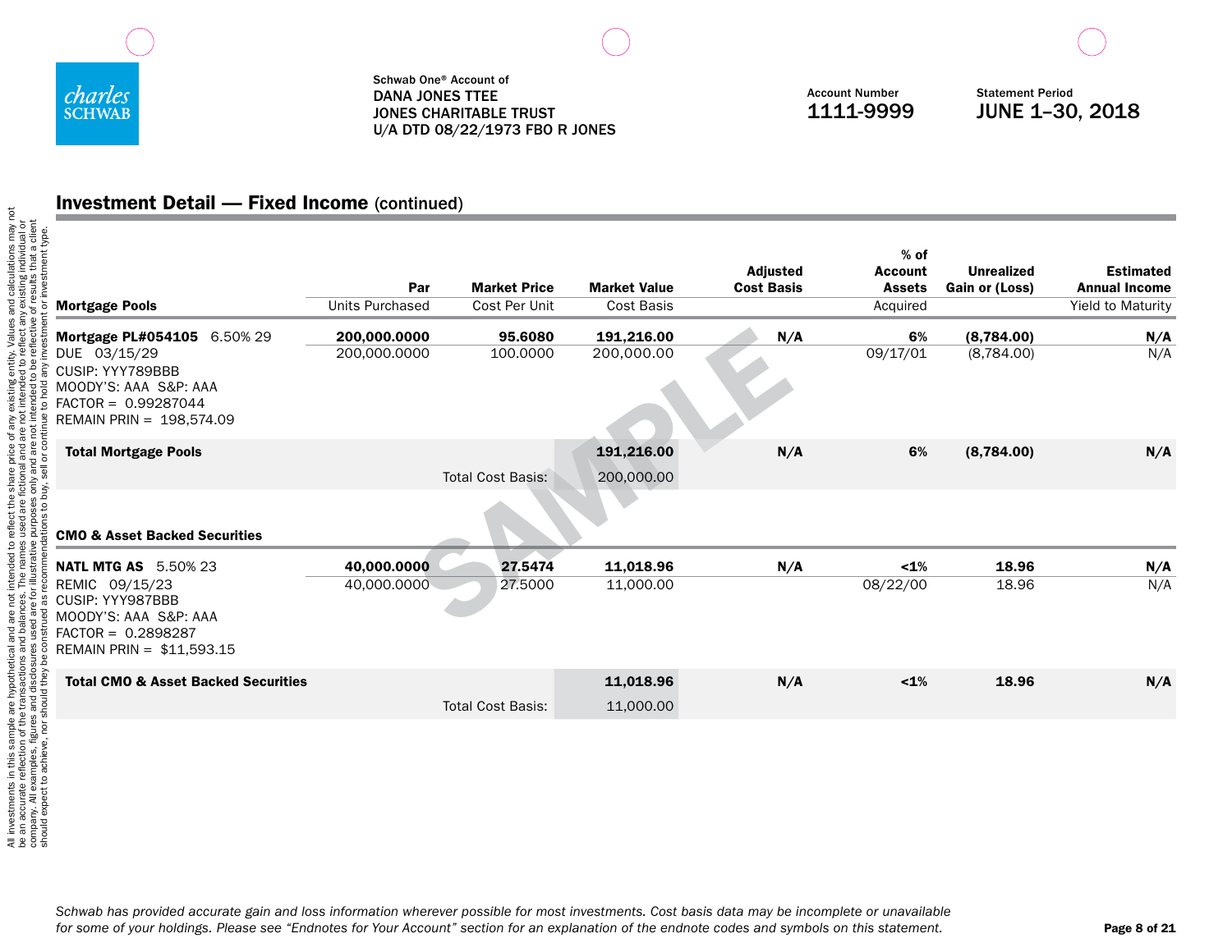Schwab One® Account of
DANA JONES TTEE
JONES CHARITABLE TRUST
U/A DTD 08/22/1973 FBO R JONES

Account Number
1111-9999

Statement Period
JUNE 1–30, 2018

## Investment Detail — Fixed Income (continued)

| Mortgage Pools | Par / Units Purchased | Market Price / Cost Per Unit | Market Value / Cost Basis | Adjusted Cost Basis | % of Account Assets / Acquired | Unrealized Gain or (Loss) | Estimated Annual Income / Yield to Maturity |
|---|---|---|---|---|---|---|---|
| **Mortgage PL#054105** 6.50% 29 | **200,000.0000** | **95.6080** | **191,216.00** | **N/A** | **6%** | **(8,784.00)** | **N/A** |
| DUE 03/15/29<br>CUSIP: YYY789BBB<br>MOODY'S: AAA S&P: AAA<br>FACTOR = 0.99287044<br>REMAIN PRIN = 198,574.09 | 200,000.0000 | 100.0000 | 200,000.00 | | 09/17/01 | (8,784.00) | N/A |
| **Total Mortgage Pools** | | | **191,216.00** | **N/A** | **6%** | **(8,784.00)** | **N/A** |
| | | Total Cost Basis: | 200,000.00 | | | | |

| CMO & Asset Backed Securities | Par / Units Purchased | Market Price / Cost Per Unit | Market Value / Cost Basis | Adjusted Cost Basis | % of Account Assets / Acquired | Unrealized Gain or (Loss) | Estimated Annual Income / Yield to Maturity |
|---|---|---|---|---|---|---|---|
| **NATL MTG AS** 5.50% 23 | **40,000.0000** | **27.5474** | **11,018.96** | **N/A** | **<1%** | **18.96** | **N/A** |
| REMIC 09/15/23<br>CUSIP: YYY987BBB<br>MOODY'S: AAA S&P: AAA<br>FACTOR = 0.2898287<br>REMAIN PRIN = $11,593.15 | 40,000.0000 | 27.5000 | 11,000.00 | | 08/22/00 | 18.96 | N/A |
| **Total CMO & Asset Backed Securities** | | | **11,018.96** | **N/A** | **<1%** | **18.96** | **N/A** |
| | | Total Cost Basis: | 11,000.00 | | | | |

*Schwab has provided accurate gain and loss information wherever possible for most investments. Cost basis data may be incomplete or unavailable for some of your holdings. Please see "Endnotes for Your Account" section for an explanation of the endnote codes and symbols on this statement.*

All investments in this sample are hypothetical and are not intended to reflect the share price of any existing entity. Values and calculations may not be an accurate reflection of the transactions and balances. The names used are fictional and are not intended to reflect any existing individual or company. All examples, figures and disclosures used are for illustrative purposes only and are not intended to be reflective of results that a client should expect to achieve, nor should they be construed as recommendations to buy, sell or continue to hold any investment or investment type.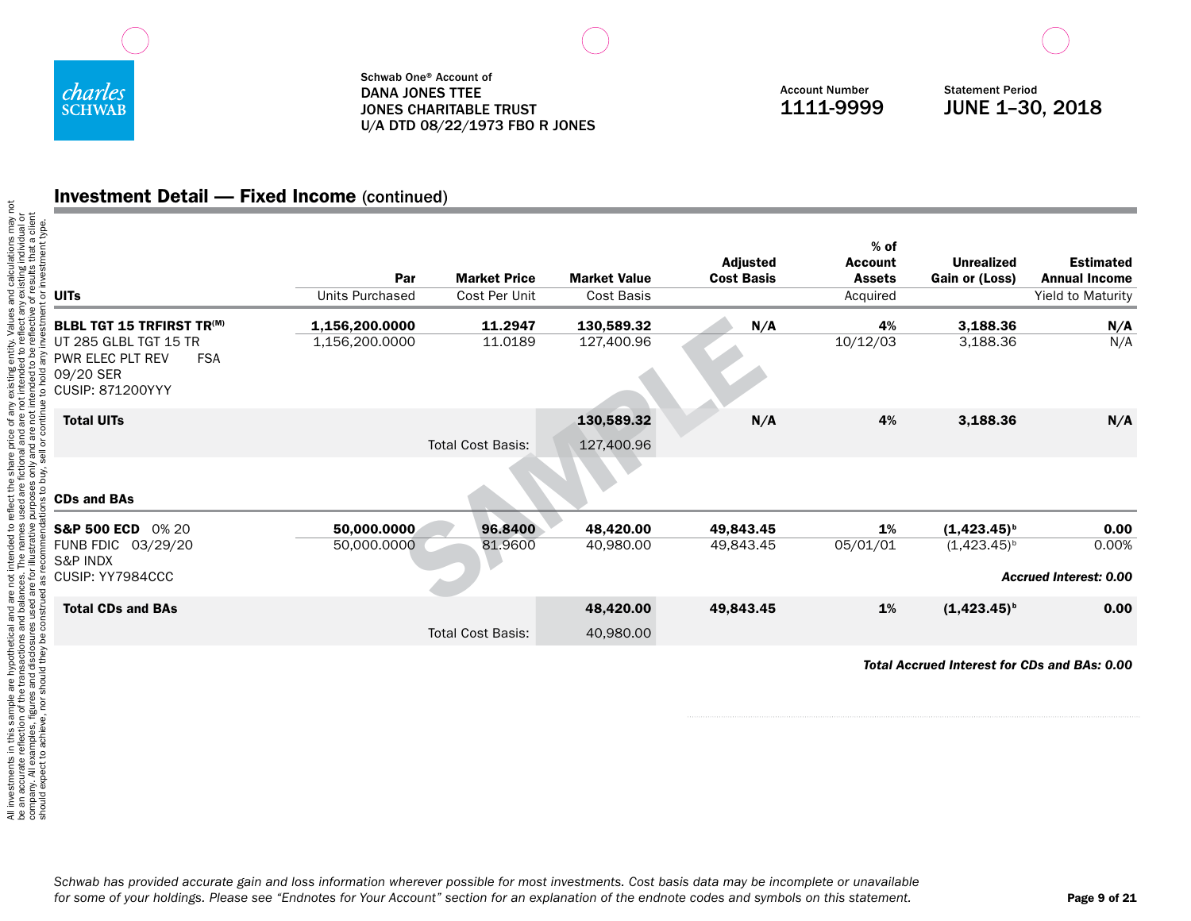Schwab One® Account of
DANA JONES TTEE
JONES CHARITABLE TRUST
U/A DTD 08/22/1973 FBO R JONES

Account Number
1111-9999

Statement Period
JUNE 1–30, 2018

## Investment Detail — Fixed Income (continued)

| UITs | Par / Units Purchased | Market Price / Cost Per Unit | Market Value / Cost Basis | Adjusted Cost Basis | % of Account Assets / Acquired | Unrealized Gain or (Loss) | Estimated Annual Income / Yield to Maturity |
|---|---|---|---|---|---|---|---|
| **BLBL TGT 15 TRFIRST TR(M)** | **1,156,200.0000** | **11.2947** | **130,589.32** | **N/A** | **4%** | **3,188.36** | **N/A** |
| UT 285 GLBL TGT 15 TR PWR ELEC PLT REV FSA 09/20 SER CUSIP: 871200YYY | 1,156,200.0000 | 11.0189 | 127,400.96 | | 10/12/03 | 3,188.36 | N/A |
| **Total UITs** | | | **130,589.32** | **N/A** | **4%** | **3,188.36** | **N/A** |
| | | Total Cost Basis: | 127,400.96 | | | | |

| CDs and BAs | Par / Units Purchased | Market Price / Cost Per Unit | Market Value / Cost Basis | Adjusted Cost Basis | % of Account Assets / Acquired | Unrealized Gain or (Loss) | Estimated Annual Income / Yield to Maturity |
|---|---|---|---|---|---|---|---|
| **S&P 500 ECD** 0% 20 | **50,000.0000** | **96.8400** | **48,420.00** | **49,843.45** | **1%** | **(1,423.45)[b]** | **0.00** |
| FUNB FDIC 03/29/20 S&P INDX CUSIP: YY7984CCC | 50,000.0000 | 81.9600 | 40,980.00 | 49,843.45 | 05/01/01 | (1,423.45)[b] | 0.00% |
| | | | | | | | ***Accrued Interest: 0.00*** |
| **Total CDs and BAs** | | | **48,420.00** | **49,843.45** | **1%** | **(1,423.45)[b]** | **0.00** |
| | | Total Cost Basis: | 40,980.00 | | | | |

***Total Accrued Interest for CDs and BAs: 0.00***

*Schwab has provided accurate gain and loss information wherever possible for most investments. Cost basis data may be incomplete or unavailable for some of your holdings. Please see "Endnotes for Your Account" section for an explanation of the endnote codes and symbols on this statement.*

All investments in this sample are hypothetical and are not intended to reflect the share price of any existing entity. Values and calculations may not be an accurate reflection of the transactions and balances. The names used are fictional and are not intended to reflect any existing individual or company. All examples, figures and disclosures used are for illustrative purposes only and are not intended to be reflective of results that a client should expect to achieve, nor should they be construed as recommendations to buy, sell or continue to hold any investment or investment type.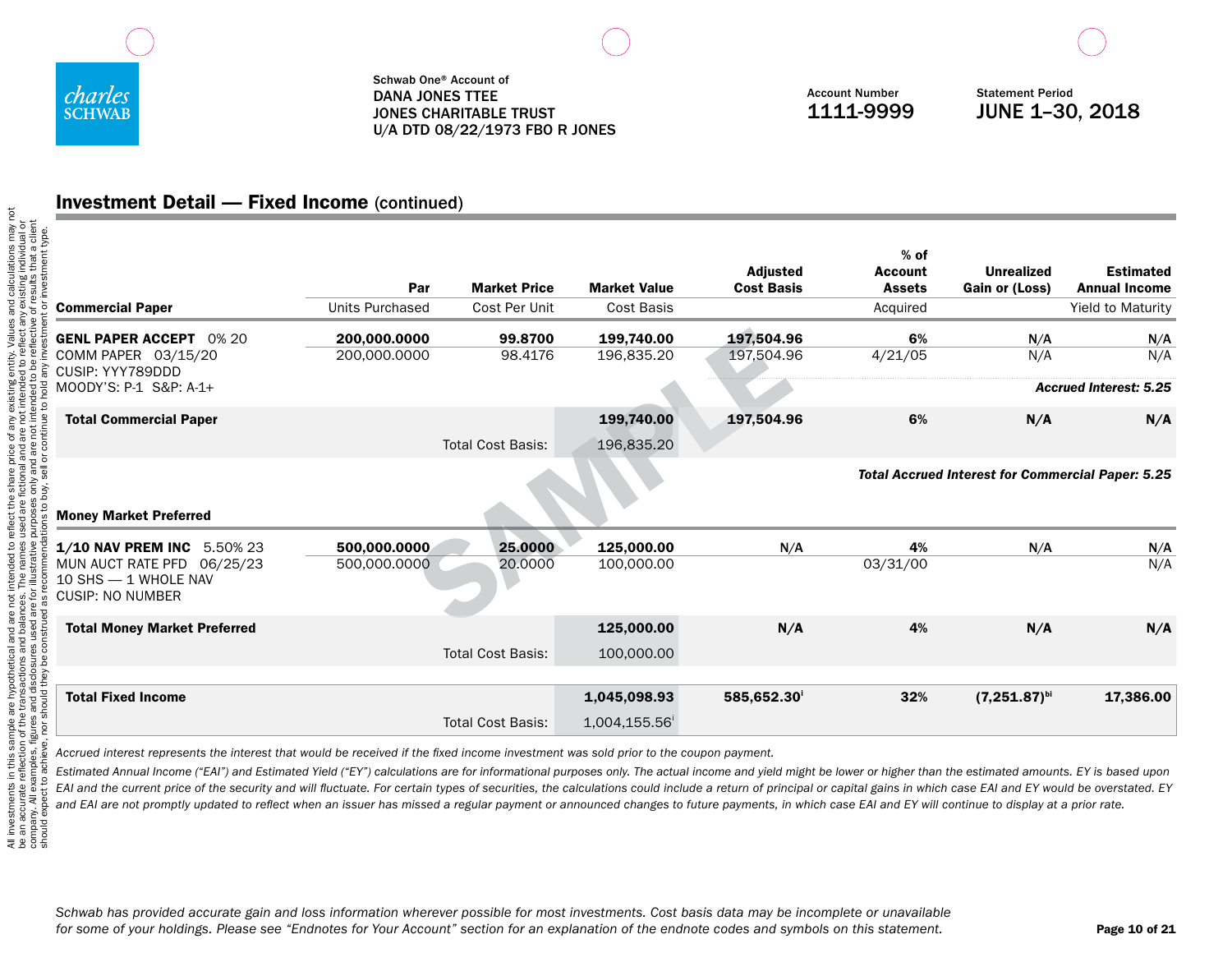Schwab One® Account of
DANA JONES TTEE
JONES CHARITABLE TRUST
U/A DTD 08/22/1973 FBO R JONES

Account Number
**1111-9999**

Statement Period
**JUNE 1–30, 2018**

## Investment Detail — Fixed Income (continued)

| Commercial Paper | Par / Units Purchased | Market Price / Cost Per Unit | Market Value / Cost Basis | Adjusted Cost Basis | % of Account Assets / Acquired | Unrealized Gain or (Loss) | Estimated Annual Income / Yield to Maturity |
|---|---|---|---|---|---|---|---|
| **GENL PAPER ACCEPT** 0% 20 | **200,000.0000** | **99.8700** | **199,740.00** | **197,504.96** | **6%** | N/A | N/A |
| COMM PAPER 03/15/20 CUSIP: YYY789DDD MOODY'S: P-1 S&P: A-1+ | 200,000.0000 | 98.4176 | 196,835.20 | 197,504.96 | 4/21/05 | N/A | N/A |
| | | | | | | | ***Accrued Interest: 5.25*** |
| **Total Commercial Paper** | | | **199,740.00** | **197,504.96** | **6%** | **N/A** | **N/A** |
| | | Total Cost Basis: | 196,835.20 | | | | |

***Total Accrued Interest for Commercial Paper: 5.25***

| Money Market Preferred | Par / Units Purchased | Market Price / Cost Per Unit | Market Value / Cost Basis | Adjusted Cost Basis | % of Account Assets / Acquired | Unrealized Gain or (Loss) | Estimated Annual Income / Yield to Maturity |
|---|---|---|---|---|---|---|---|
| **1/10 NAV PREM INC** 5.50% 23 | **500,000.0000** | **25.0000** | **125,000.00** | N/A | **4%** | N/A | N/A |
| MUN AUCT RATE PFD 06/25/23 10 SHS — 1 WHOLE NAV CUSIP: NO NUMBER | 500,000.0000 | 20.0000 | 100,000.00 | | 03/31/00 | | N/A |
| **Total Money Market Preferred** | | | **125,000.00** | **N/A** | **4%** | **N/A** | **N/A** |
| | | Total Cost Basis: | 100,000.00 | | | | |

| | | | | | | | |
|---|---|---|---|---|---|---|---|
| **Total Fixed Income** | | | **1,045,098.93** | **585,652.30**[i] | **32%** | **(7,251.87)**[bi] | **17,386.00** |
| | | Total Cost Basis: | 1,004,155.56[i] | | | | |

*Accrued interest represents the interest that would be received if the fixed income investment was sold prior to the coupon payment.*

*Estimated Annual Income ("EAI") and Estimated Yield ("EY") calculations are for informational purposes only. The actual income and yield might be lower or higher than the estimated amounts. EY is based upon EAI and the current price of the security and will fluctuate. For certain types of securities, the calculations could include a return of principal or capital gains in which case EAI and EY would be overstated. EY and EAI are not promptly updated to reflect when an issuer has missed a regular payment or announced changes to future payments, in which case EAI and EY will continue to display at a prior rate.*

*Schwab has provided accurate gain and loss information wherever possible for most investments. Cost basis data may be incomplete or unavailable for some of your holdings. Please see "Endnotes for Your Account" section for an explanation of the endnote codes and symbols on this statement.*

All investments in this sample are hypothetical and are not intended to reflect the share price of any existing entity. Values and calculations may not be an accurate reflection of the transactions and balances. The names used are fictional and are not intended to reflect any existing individual or company. All examples, figures and disclosures used are for illustrative purposes only and are not intended to be reflective of results that a client should expect to achieve, nor should they be construed as recommendations to buy, sell or continue to hold any investment or investment type.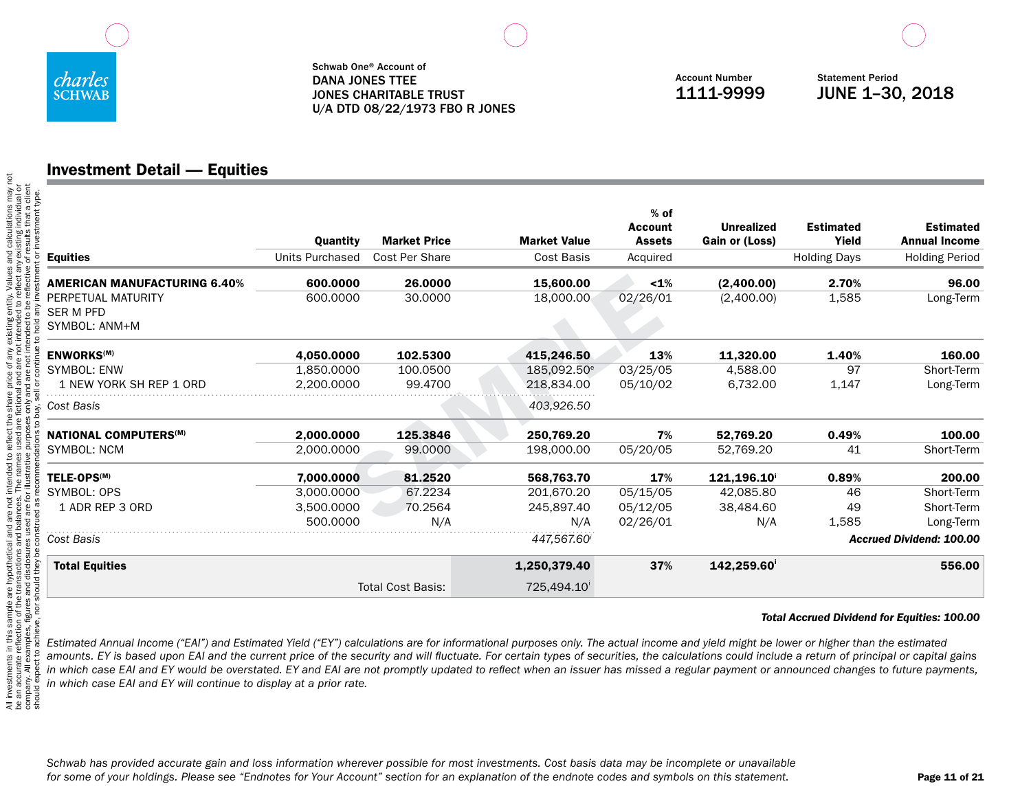Schwab One® Account of
DANA JONES TTEE
JONES CHARITABLE TRUST
U/A DTD 08/22/1973 FBO R JONES

Account Number
1111-9999

Statement Period
JUNE 1–30, 2018

## Investment Detail — Equities

| Equities | Quantity / Units Purchased | Market Price / Cost Per Share | Market Value / Cost Basis | % of Account Assets / Acquired | Unrealized Gain or (Loss) | Estimated Yield / Holding Days | Estimated Annual Income / Holding Period |
|---|---|---|---|---|---|---|---|
| **AMERICAN MANUFACTURING 6.40%** | **600.0000** | **26.0000** | **15,600.00** | **<1%** | **(2,400.00)** | **2.70%** | **96.00** |
| PERPETUAL MATURITY SER M PFD SYMBOL: ANM+M | 600.0000 | 30.0000 | 18,000.00 | 02/26/01 | (2,400.00) | 1,585 | Long-Term |
| **ENWORKS[(M)]** | **4,050.0000** | **102.5300** | **415,246.50** | **13%** | **11,320.00** | **1.40%** | **160.00** |
| SYMBOL: ENW | 1,850.0000 | 100.0500 | 185,092.50[e] | 03/25/05 | 4,588.00 | 97 | Short-Term |
| 1 NEW YORK SH REP 1 ORD | 2,200.0000 | 99.4700 | 218,834.00 | 05/10/02 | 6,732.00 | 1,147 | Long-Term |
| *Cost Basis* | | | *403,926.50* | | | | |
| **NATIONAL COMPUTERS[(M)]** | **2,000.0000** | **125.3846** | **250,769.20** | **7%** | **52,769.20** | **0.49%** | **100.00** |
| SYMBOL: NCM | 2,000.0000 | 99.0000 | 198,000.00 | 05/20/05 | 52,769.20 | 41 | Short-Term |
| **TELE-OPS[(M)]** | **7,000.0000** | **81.2520** | **568,763.70** | **17%** | **121,196.10[i]** | **0.89%** | **200.00** |
| SYMBOL: OPS | 3,000.0000 | 67.2234 | 201,670.20 | 05/15/05 | 42,085.80 | 46 | Short-Term |
| 1 ADR REP 3 ORD | 3,500.0000 | 70.2564 | 245,897.40 | 05/12/05 | 38,484.60 | 49 | Short-Term |
| | 500.0000 | N/A | N/A | 02/26/01 | N/A | 1,585 | Long-Term |
| *Cost Basis* | | | *447,567.60[i]* | | | | ***Accrued Dividend: 100.00*** |
| **Total Equities** | | | **1,250,379.40** | **37%** | **142,259.60[i]** | | **556.00** |
| | | Total Cost Basis: | 725,494.10[i] | | | | |

***Total Accrued Dividend for Equities: 100.00***

*Estimated Annual Income ("EAI") and Estimated Yield ("EY") calculations are for informational purposes only. The actual income and yield might be lower or higher than the estimated amounts. EY is based upon EAI and the current price of the security and will fluctuate. For certain types of securities, the calculations could include a return of principal or capital gains in which case EAI and EY would be overstated. EY and EAI are not promptly updated to reflect when an issuer has missed a regular payment or announced changes to future payments, in which case EAI and EY will continue to display at a prior rate.*

*Schwab has provided accurate gain and loss information wherever possible for most investments. Cost basis data may be incomplete or unavailable for some of your holdings. Please see "Endnotes for Your Account" section for an explanation of the endnote codes and symbols on this statement.*

All investments in this sample are hypothetical and are not intended to reflect the share price of any existing entity. Values and calculations may not be an accurate reflection of the transactions and balances. The names used are fictional and are not intended to reflect any existing individual or company. All examples, figures and disclosures used are for illustrative purposes only and are not intended to be reflective of results that a client should expect to achieve, nor should they be construed as recommendations to buy, sell or continue to hold any investment or investment type.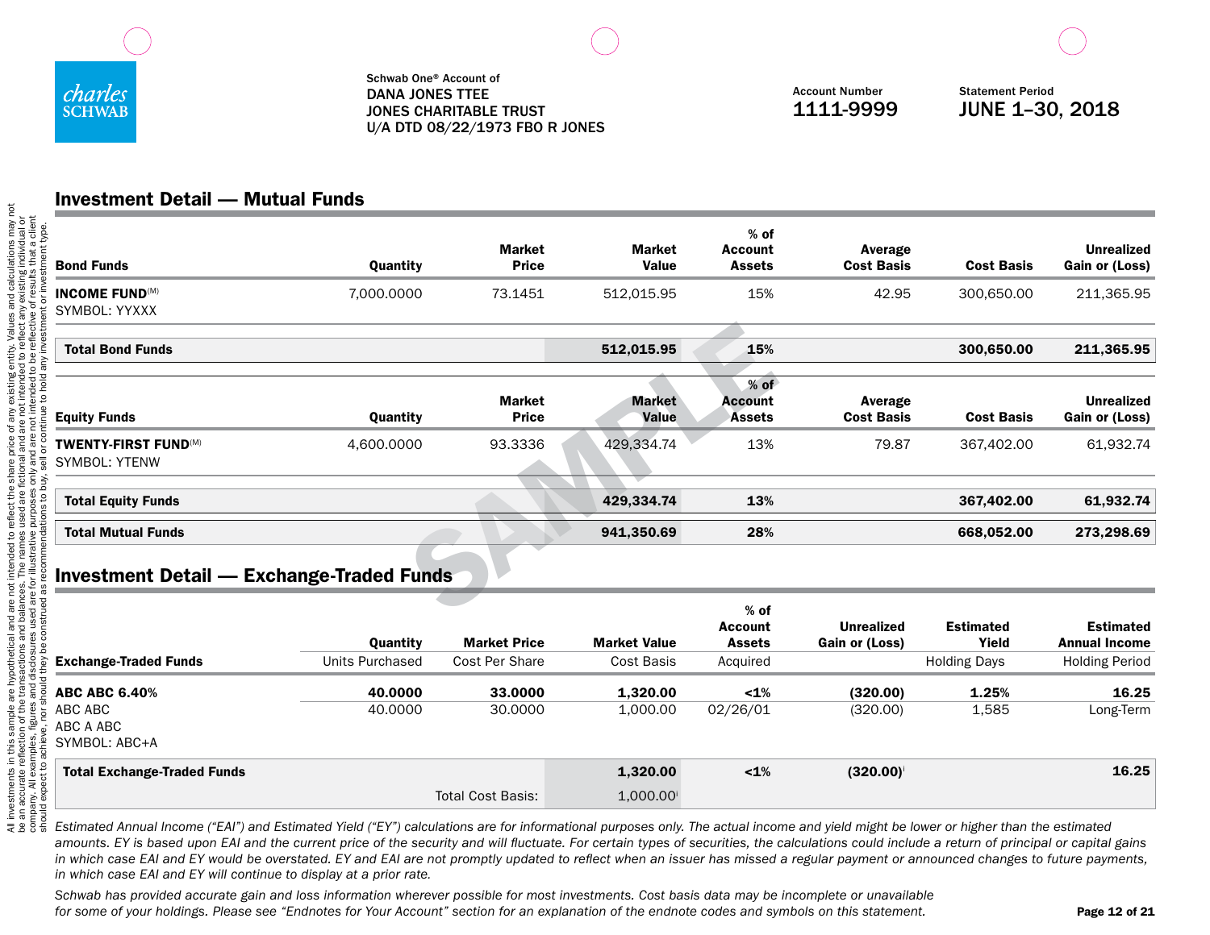Schwab One® Account of
DANA JONES TTEE
JONES CHARITABLE TRUST
U/A DTD 08/22/1973 FBO R JONES

Account Number
1111-9999

Statement Period
JUNE 1–30, 2018

## Investment Detail — Mutual Funds

| Bond Funds | Quantity | Market Price | Market Value | % of Account Assets | Average Cost Basis | Cost Basis | Unrealized Gain or (Loss) |
|---|---|---|---|---|---|---|---|
| **INCOME FUND**(M) SYMBOL: YYXXX | 7,000.0000 | 73.1451 | 512,015.95 | 15% | 42.95 | 300,650.00 | 211,365.95 |
| **Total Bond Funds** | | | **512,015.95** | **15%** | | **300,650.00** | **211,365.95** |

| Equity Funds | Quantity | Market Price | Market Value | % of Account Assets | Average Cost Basis | Cost Basis | Unrealized Gain or (Loss) |
|---|---|---|---|---|---|---|---|
| **TWENTY-FIRST FUND**(M) SYMBOL: YTENW | 4,600.0000 | 93.3336 | 429,334.74 | 13% | 79.87 | 367,402.00 | 61,932.74 |
| **Total Equity Funds** | | | **429,334.74** | **13%** | | **367,402.00** | **61,932.74** |
| **Total Mutual Funds** | | | **941,350.69** | **28%** | | **668,052.00** | **273,298.69** |

## Investment Detail — Exchange-Traded Funds

| Exchange-Traded Funds | Quantity / Units Purchased | Market Price / Cost Per Share | Market Value / Cost Basis | % of Account Assets / Acquired | Unrealized Gain or (Loss) | Estimated Yield / Holding Days | Estimated Annual Income / Holding Period |
|---|---|---|---|---|---|---|---|
| **ABC ABC 6.40%** | **40.0000** | **33.0000** | **1,320.00** | **<1%** | **(320.00)** | **1.25%** | **16.25** |
| ABC ABC ABC A ABC SYMBOL: ABC+A | 40.0000 | 30.0000 | 1,000.00 | 02/26/01 | (320.00) | 1,585 | Long-Term |
| **Total Exchange-Traded Funds** | | | **1,320.00** | **<1%** | **(320.00)**[i] | | **16.25** |
| | | Total Cost Basis: | 1,000.00[i] | | | | |

*Estimated Annual Income ("EAI") and Estimated Yield ("EY") calculations are for informational purposes only. The actual income and yield might be lower or higher than the estimated amounts. EY is based upon EAI and the current price of the security and will fluctuate. For certain types of securities, the calculations could include a return of principal or capital gains in which case EAI and EY would be overstated. EY and EAI are not promptly updated to reflect when an issuer has missed a regular payment or announced changes to future payments, in which case EAI and EY will continue to display at a prior rate.*

*Schwab has provided accurate gain and loss information wherever possible for most investments. Cost basis data may be incomplete or unavailable for some of your holdings. Please see "Endnotes for Your Account" section for an explanation of the endnote codes and symbols on this statement.*

All investments in this sample are hypothetical and are not intended to reflect the share price of any existing entity. Values and calculations may not be an accurate reflection of the transactions and balances. The names used are fictional and are not intended to reflect any existing individual or company. All examples, figures and disclosures used are for illustrative purposes only and are not intended to be reflective of results that a client should expect to achieve, nor should they be construed as recommendations to buy, sell or continue to hold any investment or investment type.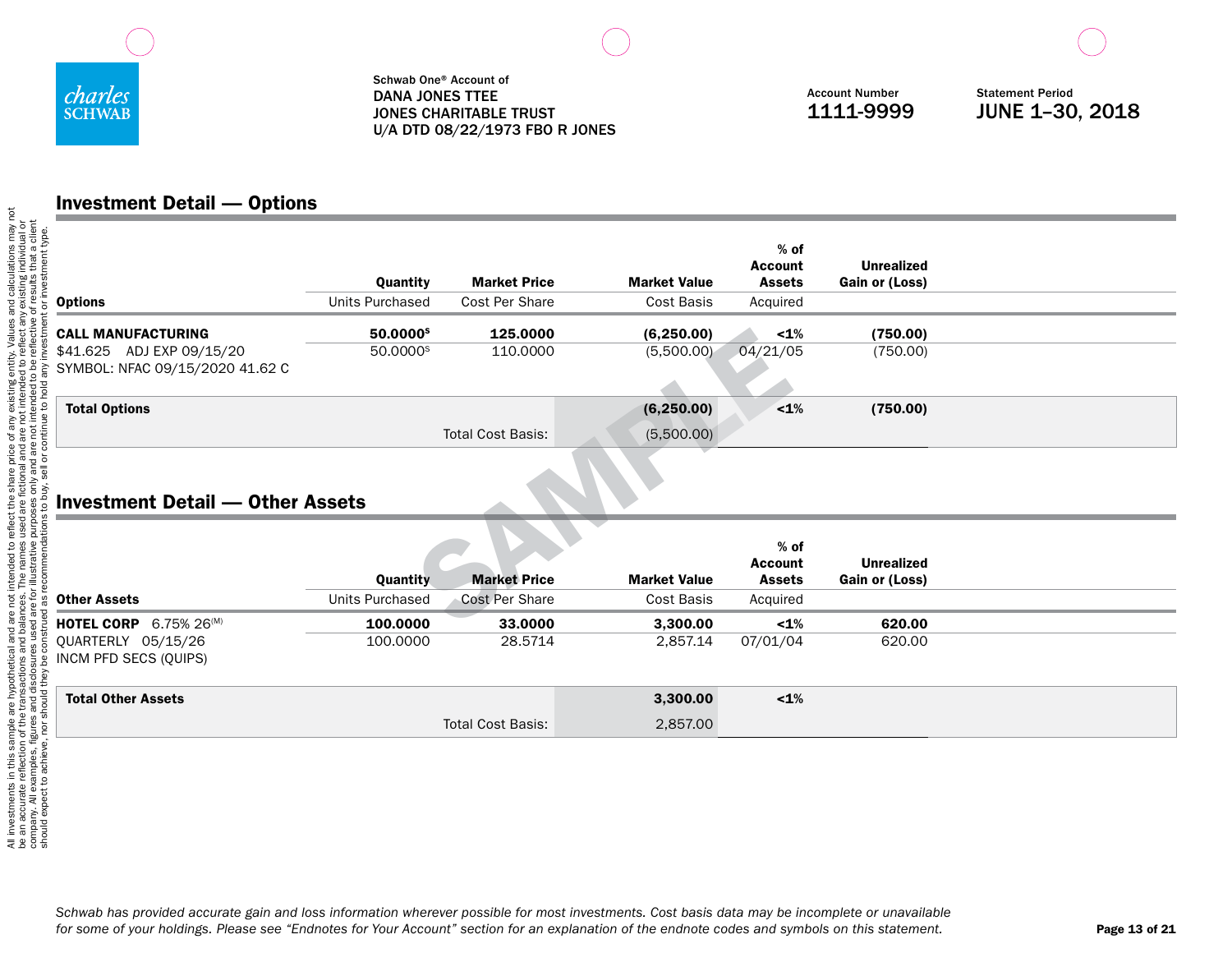Schwab One® Account of
DANA JONES TTEE
JONES CHARITABLE TRUST
U/A DTD 08/22/1973 FBO R JONES

Account Number
**1111-9999**

Statement Period
**JUNE 1–30, 2018**

## Investment Detail — Options

| Options | Quantity<br>Units Purchased | Market Price<br>Cost Per Share | Market Value<br>Cost Basis | % of Account Assets<br>Acquired | Unrealized Gain or (Loss) |
|---|---|---|---|---|---|
| **CALL MANUFACTURING** | **50.0000[S]** | **125.0000** | **(6,250.00)** | **<1%** | **(750.00)** |
| $41.625 ADJ EXP 09/15/20<br>SYMBOL: NFAC 09/15/2020 41.62 C | 50.0000[S] | 110.0000 | (5,500.00) | 04/21/05 | (750.00) |
| **Total Options** | | | **(6,250.00)** | **<1%** | **(750.00)** |
| | | Total Cost Basis: | (5,500.00) | | |

## Investment Detail — Other Assets

| Other Assets | Quantity<br>Units Purchased | Market Price<br>Cost Per Share | Market Value<br>Cost Basis | % of Account Assets<br>Acquired | Unrealized Gain or (Loss) |
|---|---|---|---|---|---|
| **HOTEL CORP** 6.75% 26[(M)] | **100.0000** | **33.0000** | **3,300.00** | **<1%** | **620.00** |
| QUARTERLY 05/15/26<br>INCM PFD SECS (QUIPS) | 100.0000 | 28.5714 | 2,857.14 | 07/01/04 | 620.00 |
| **Total Other Assets** | | | **3,300.00** | **<1%** | |
| | | Total Cost Basis: | 2,857.00 | | |

All investments in this sample are hypothetical and are not intended to reflect the share price of any existing entity. Values and calculations may not be an accurate reflection of the transactions and balances. The names used are fictional and are not intended to reflect any existing individual or company. All examples, figures and disclosures used are for illustrative purposes only and are not intended to be reflective of results that a client should expect to achieve, nor should they be construed as recommendations to buy, sell or continue to hold any investment or investment type.

*Schwab has provided accurate gain and loss information wherever possible for most investments. Cost basis data may be incomplete or unavailable for some of your holdings. Please see "Endnotes for Your Account" section for an explanation of the endnote codes and symbols on this statement.*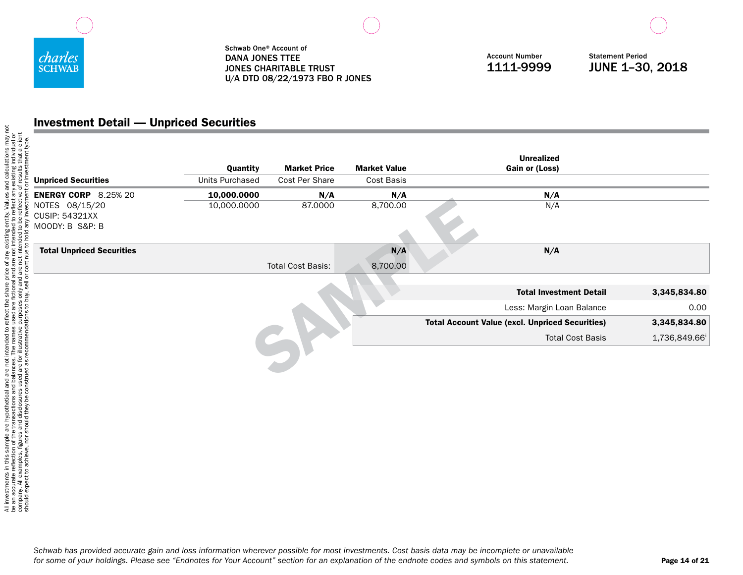Schwab One® Account of
DANA JONES TTEE
JONES CHARITABLE TRUST
U/A DTD 08/22/1973 FBO R JONES

Account Number
**1111-9999**

Statement Period
**JUNE 1–30, 2018**

## Investment Detail — Unpriced Securities

| Unpriced Securities | Quantity<br>Units Purchased | Market Price<br>Cost Per Share | Market Value<br>Cost Basis | Unrealized Gain or (Loss) |
|---|---|---|---|---|
| **ENERGY CORP** 8.25% 20 | **10,000.0000** | **N/A** | **N/A** | **N/A** |
| NOTES 08/15/20<br>CUSIP: 54321XX<br>MOODY: B S&P: B | 10,000.0000 | 87.0000 | 8,700.00 | N/A |
| **Total Unpriced Securities** | | | **N/A** | **N/A** |
| | | Total Cost Basis: | 8,700.00 | |

| | |
|---|---|
| **Total Investment Detail** | **3,345,834.80** |
| Less: Margin Loan Balance | 0.00 |
| **Total Account Value (excl. Unpriced Securities)** | **3,345,834.80** |
| Total Cost Basis | 1,736,849.66[i] |

All investments in this sample are hypothetical and are not intended to reflect the share price of any existing entity. Values and calculations may not be an accurate reflection of the transactions and balances. The names used are fictional and are not intended to reflect any existing individual or company. All examples, figures and disclosures used are for illustrative purposes only and are not intended to be reflective of results that a client should expect to achieve, nor should they be construed as recommendations to buy, sell or continue to hold any investment or investment type.

*Schwab has provided accurate gain and loss information wherever possible for most investments. Cost basis data may be incomplete or unavailable for some of your holdings. Please see "Endnotes for Your Account" section for an explanation of the endnote codes and symbols on this statement.*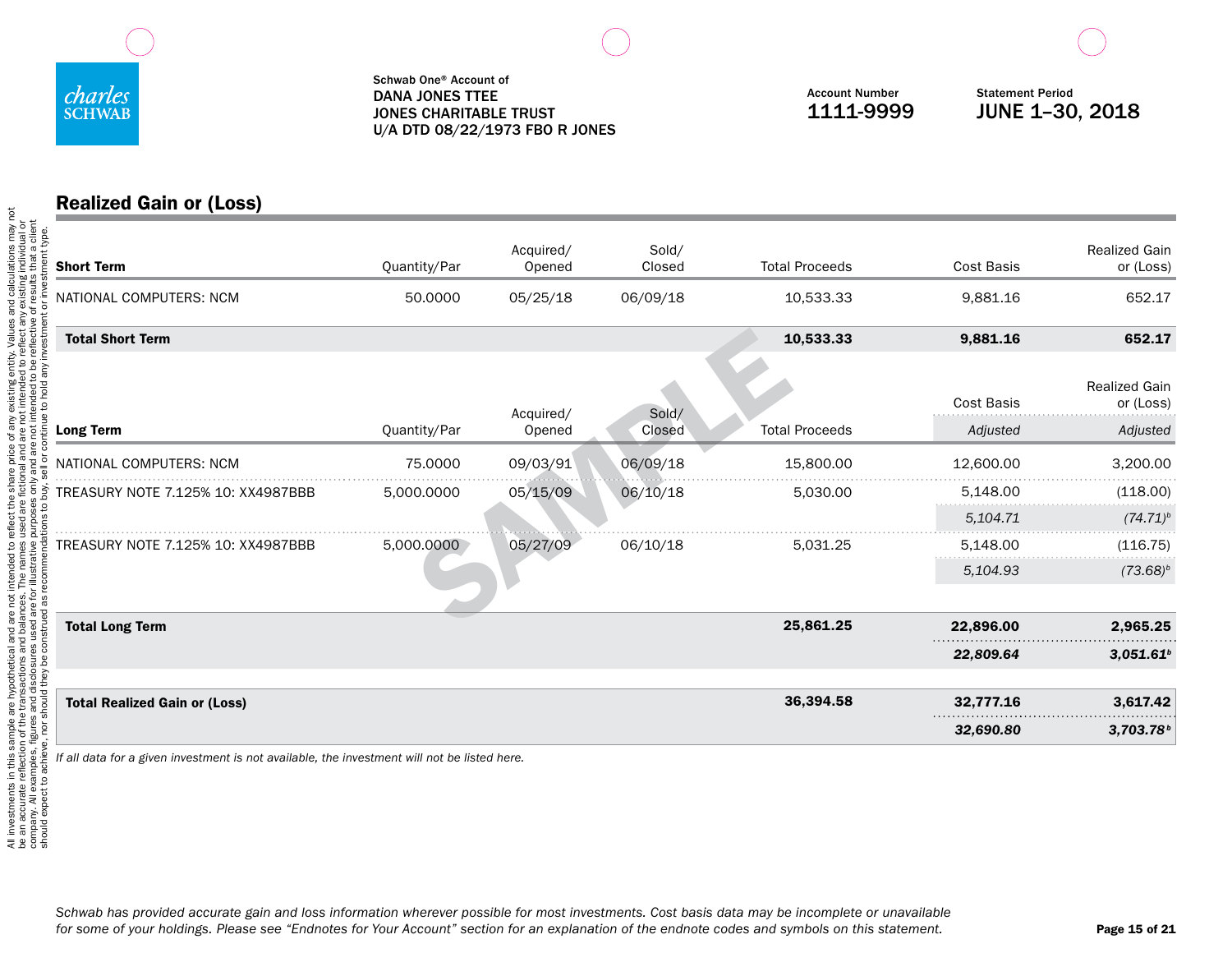Schwab One® Account of
DANA JONES TTEE
JONES CHARITABLE TRUST
U/A DTD 08/22/1973 FBO R JONES

Account Number
**1111-9999**

Statement Period
**JUNE 1–30, 2018**

## Realized Gain or (Loss)

| Short Term | Quantity/Par | Acquired/ Opened | Sold/ Closed | Total Proceeds | Cost Basis | Realized Gain or (Loss) |
|---|---|---|---|---|---|---|
| NATIONAL COMPUTERS: NCM | 50.0000 | 05/25/18 | 06/09/18 | 10,533.33 | 9,881.16 | 652.17 |
| **Total Short Term** | | | | **10,533.33** | **9,881.16** | **652.17** |

| Long Term | Quantity/Par | Acquired/ Opened | Sold/ Closed | Total Proceeds | Cost Basis *Adjusted* | Realized Gain or (Loss) *Adjusted* |
|---|---|---|---|---|---|---|
| NATIONAL COMPUTERS: NCM | 75.0000 | 09/03/91 | 06/09/18 | 15,800.00 | 12,600.00 | 3,200.00 |
| TREASURY NOTE 7.125% 10: XX4987BBB | 5,000.0000 | 05/15/09 | 06/10/18 | 5,030.00 | 5,148.00 | (118.00) |
| | | | | | *5,104.71* | *(74.71)*[b] |
| TREASURY NOTE 7.125% 10: XX4987BBB | 5,000.0000 | 05/27/09 | 06/10/18 | 5,031.25 | 5,148.00 | (116.75) |
| | | | | | *5,104.93* | *(73.68)*[b] |
| **Total Long Term** | | | | **25,861.25** | **22,896.00** | **2,965.25** |
| | | | | | ***22,809.64*** | ***3,051.61***[b] |
| **Total Realized Gain or (Loss)** | | | | **36,394.58** | **32,777.16** | **3,617.42** |
| | | | | | ***32,690.80*** | ***3,703.78***[b] |

*If all data for a given investment is not available, the investment will not be listed here.*

All investments in this sample are hypothetical and are not intended to reflect the share price of any existing entity. Values and calculations may not be an accurate reflection of the transactions and balances. The names used are fictional and are not intended to reflect any existing individual or company. All examples, figures and disclosures used are for illustrative purposes only and are not intended to be reflective of results that a client should expect to achieve, nor should they be construed as recommendations to buy, sell or continue to hold any investment or investment type.

*Schwab has provided accurate gain and loss information wherever possible for most investments. Cost basis data may be incomplete or unavailable for some of your holdings. Please see "Endnotes for Your Account" section for an explanation of the endnote codes and symbols on this statement.*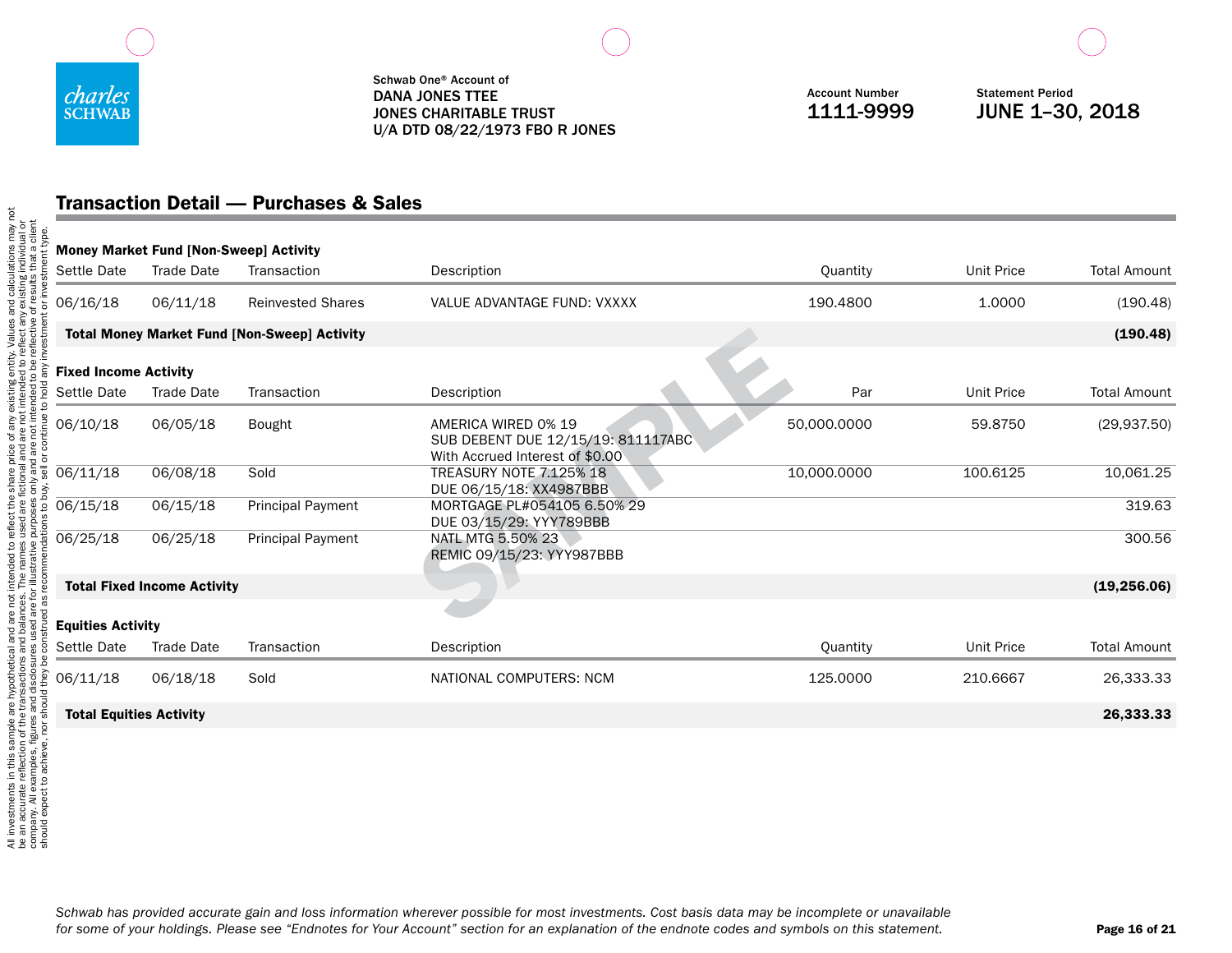Schwab One® Account of
DANA JONES TTEE
JONES CHARITABLE TRUST
U/A DTD 08/22/1973 FBO R JONES

Account Number
1111-9999

Statement Period
JUNE 1–30, 2018

## Transaction Detail — Purchases & Sales

### Money Market Fund [Non-Sweep] Activity

| Settle Date | Trade Date | Transaction | Description | Quantity | Unit Price | Total Amount |
|---|---|---|---|---|---|---|
| 06/16/18 | 06/11/18 | Reinvested Shares | VALUE ADVANTAGE FUND: VXXXX | 190.4800 | 1.0000 | (190.48) |
| **Total Money Market Fund [Non-Sweep] Activity** | | | | | | **(190.48)** |

### Fixed Income Activity

| Settle Date | Trade Date | Transaction | Description | Par | Unit Price | Total Amount |
|---|---|---|---|---|---|---|
| 06/10/18 | 06/05/18 | Bought | AMERICA WIRED 0% 19 SUB DEBENT DUE 12/15/19: 811117ABC With Accrued Interest of $0.00 | 50,000.0000 | 59.8750 | (29,937.50) |
| 06/11/18 | 06/08/18 | Sold | TREASURY NOTE 7.125% 18 DUE 06/15/18: XX4987BBB | 10,000.0000 | 100.6125 | 10,061.25 |
| 06/15/18 | 06/15/18 | Principal Payment | MORTGAGE PL#054105 6.50% 29 DUE 03/15/29: YYY789BBB | | | 319.63 |
| 06/25/18 | 06/25/18 | Principal Payment | NATL MTG 5.50% 23 REMIC 09/15/23: YYY987BBB | | | 300.56 |
| **Total Fixed Income Activity** | | | | | | **(19,256.06)** |

### Equities Activity

| Settle Date | Trade Date | Transaction | Description | Quantity | Unit Price | Total Amount |
|---|---|---|---|---|---|---|
| 06/11/18 | 06/18/18 | Sold | NATIONAL COMPUTERS: NCM | 125.0000 | 210.6667 | 26,333.33 |
| **Total Equities Activity** | | | | | | **26,333.33** |

All investments in this sample are hypothetical and are not intended to reflect the share price of any existing entity. Values and calculations may not be an accurate reflection of the transactions and balances. The names used are fictional and are not intended to reflect any existing individual or company. All examples, figures and disclosures used are for illustrative purposes only and are not intended to be reflective of results that a client should expect to achieve, nor should they be construed as recommendations to buy, sell or continue to hold any investment or investment type.

*Schwab has provided accurate gain and loss information wherever possible for most investments. Cost basis data may be incomplete or unavailable for some of your holdings. Please see "Endnotes for Your Account" section for an explanation of the endnote codes and symbols on this statement.*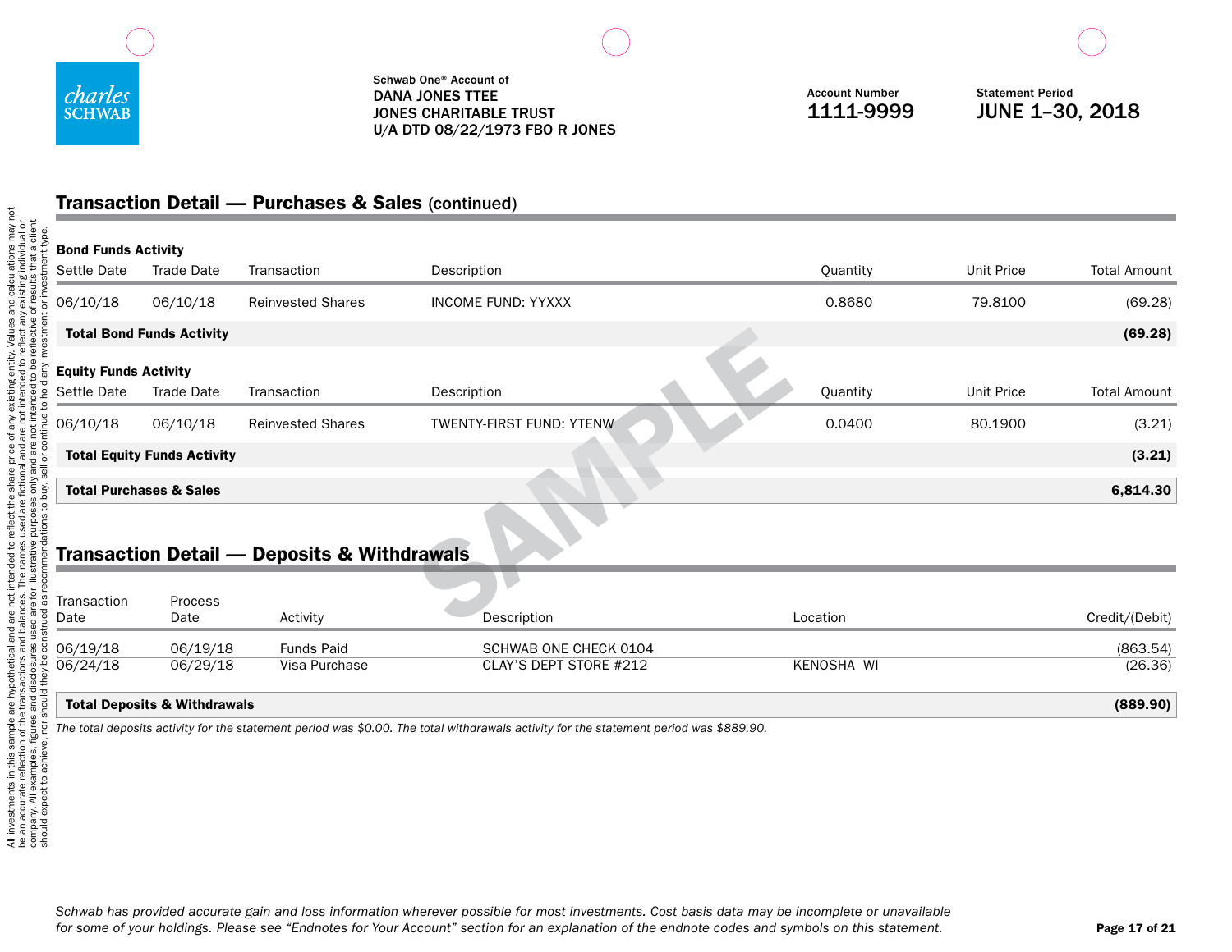Schwab One® Account of
DANA JONES TTEE
JONES CHARITABLE TRUST
U/A DTD 08/22/1973 FBO R JONES

Account Number
1111-9999

Statement Period
JUNE 1–30, 2018

## Transaction Detail — Purchases & Sales (continued)

**Bond Funds Activity**

| Settle Date | Trade Date | Transaction | Description | Quantity | Unit Price | Total Amount |
|---|---|---|---|---|---|---|
| 06/10/18 | 06/10/18 | Reinvested Shares | INCOME FUND: YYXXX | 0.8680 | 79.8100 | (69.28) |
| **Total Bond Funds Activity** | | | | | | **(69.28)** |

**Equity Funds Activity**

| Settle Date | Trade Date | Transaction | Description | Quantity | Unit Price | Total Amount |
|---|---|---|---|---|---|---|
| 06/10/18 | 06/10/18 | Reinvested Shares | TWENTY-FIRST FUND: YTENW | 0.0400 | 80.1900 | (3.21) |
| **Total Equity Funds Activity** | | | | | | **(3.21)** |
| **Total Purchases & Sales** | | | | | | **6,814.30** |

## Transaction Detail — Deposits & Withdrawals

| Transaction Date | Process Date | Activity | Description | Location | Credit/(Debit) |
|---|---|---|---|---|---|
| 06/19/18 | 06/19/18 | Funds Paid | SCHWAB ONE CHECK 0104 | | (863.54) |
| 06/24/18 | 06/29/18 | Visa Purchase | CLAY'S DEPT STORE #212 | KENOSHA WI | (26.36) |
| **Total Deposits & Withdrawals** | | | | | **(889.90)** |

*The total deposits activity for the statement period was $0.00. The total withdrawals activity for the statement period was $889.90.*

*Schwab has provided accurate gain and loss information wherever possible for most investments. Cost basis data may be incomplete or unavailable for some of your holdings. Please see "Endnotes for Your Account" section for an explanation of the endnote codes and symbols on this statement.*

All investments in this sample are hypothetical and are not intended to reflect the share price of any existing entity. Values and calculations may not be an accurate reflection of the transactions and balances. The names used are fictional and are not intended to reflect any existing individual or company. All examples, figures and disclosures used are for illustrative purposes only and are not intended to be reflective of results that a client should expect to achieve, nor should they be construed as recommendations to buy, sell or continue to hold any investment or investment type.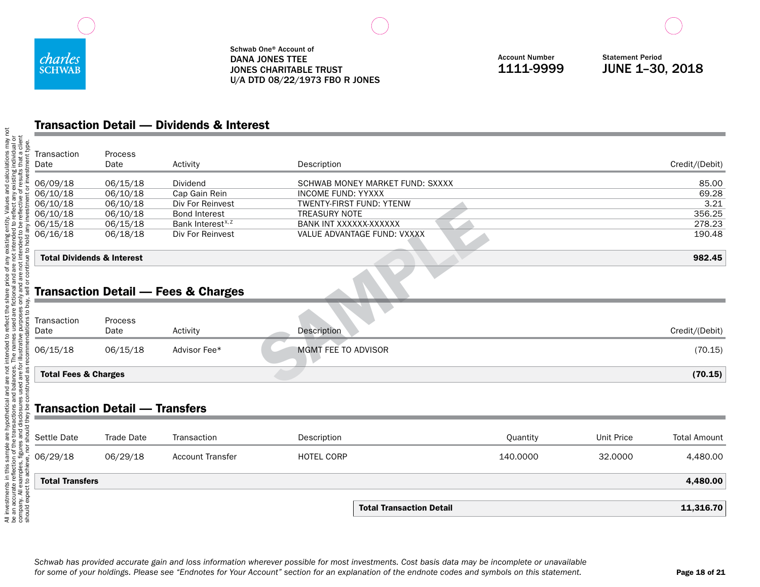charles SCHWAB

Schwab One® Account of
DANA JONES TTEE
JONES CHARITABLE TRUST
U/A DTD 08/22/1973 FBO R JONES

Account Number
**1111-9999**

Statement Period
**JUNE 1–30, 2018**

## Transaction Detail — Dividends & Interest

| Transaction Date | Process Date | Activity | Description | Credit/(Debit) |
|---|---|---|---|---|
| 06/09/18 | 06/15/18 | Dividend | SCHWAB MONEY MARKET FUND: SXXXX | 85.00 |
| 06/10/18 | 06/10/18 | Cap Gain Rein | INCOME FUND: YYXXX | 69.28 |
| 06/10/18 | 06/10/18 | Div For Reinvest | TWENTY-FIRST FUND: YTENW | 3.21 |
| 06/10/18 | 06/10/18 | Bond Interest | TREASURY NOTE | 356.25 |
| 06/15/18 | 06/15/18 | Bank Interest[X,Z] | BANK INT XXXXXX-XXXXXX | 278.23 |
| 06/16/18 | 06/18/18 | Div For Reinvest | VALUE ADVANTAGE FUND: VXXXX | 190.48 |
| **Total Dividends & Interest** | | | | **982.45** |

## Transaction Detail — Fees & Charges

| Transaction Date | Process Date | Activity | Description | Credit/(Debit) |
|---|---|---|---|---|
| 06/15/18 | 06/15/18 | Advisor Fee* | MGMT FEE TO ADVISOR | (70.15) |
| **Total Fees & Charges** | | | | **(70.15)** |

## Transaction Detail — Transfers

| Settle Date | Trade Date | Transaction | Description | Quantity | Unit Price | Total Amount |
|---|---|---|---|---|---|---|
| 06/29/18 | 06/29/18 | Account Transfer | HOTEL CORP | 140.0000 | 32.0000 | 4,480.00 |
| **Total Transfers** | | | | | | **4,480.00** |

| **Total Transaction Detail** | **11,316.70** |
|---|---|

*Schwab has provided accurate gain and loss information wherever possible for most investments. Cost basis data may be incomplete or unavailable for some of your holdings. Please see "Endnotes for Your Account" section for an explanation of the endnote codes and symbols on this statement.*

All investments in this sample are hypothetical and are not intended to reflect the share price of any existing entity. Values and calculations may not be an accurate reflection of the transactions and balances. The names used are fictional and are not intended to reflect any existing individual or company. All examples, figures and disclosures used are for illustrative purposes only and are not intended to be reflective of results that a client should expect to achieve, nor should they be construed as recommendations to buy, sell or continue to hold any investment or investment type.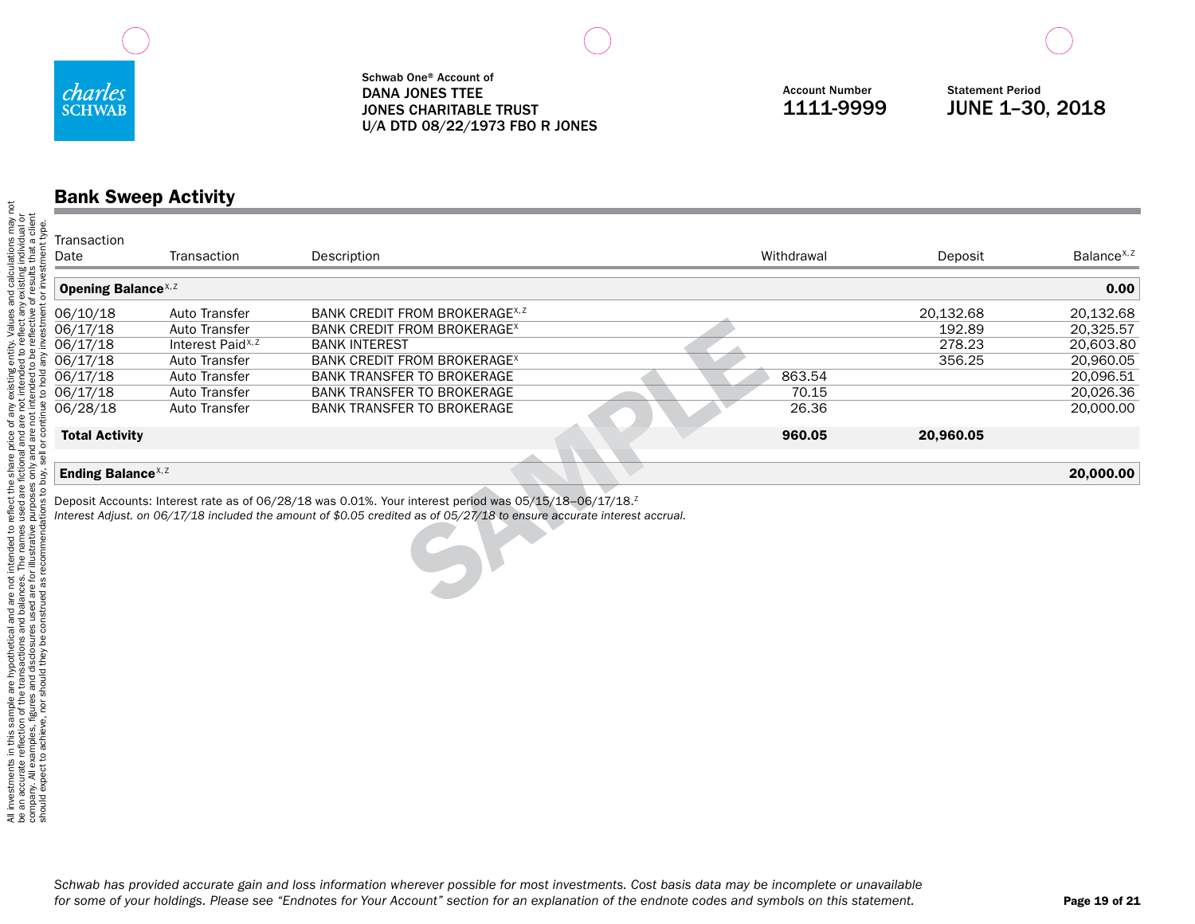Schwab One® Account of
DANA JONES TTEE
JONES CHARITABLE TRUST
U/A DTD 08/22/1973 FBO R JONES

Account Number
**1111-9999**

Statement Period
**JUNE 1–30, 2018**

## Bank Sweep Activity

| Transaction Date | Transaction | Description | Withdrawal | Deposit | Balance[x,z] |
|---|---|---|---|---|---|
| **Opening Balance**[x,z] | | | | | **0.00** |
| 06/10/18 | Auto Transfer | BANK CREDIT FROM BROKERAGE[x,z] | | 20,132.68 | 20,132.68 |
| 06/17/18 | Auto Transfer | BANK CREDIT FROM BROKERAGE[x] | | 192.89 | 20,325.57 |
| 06/17/18 | Interest Paid[x,z] | BANK INTEREST | | 278.23 | 20,603.80 |
| 06/17/18 | Auto Transfer | BANK CREDIT FROM BROKERAGE[x] | | 356.25 | 20,960.05 |
| 06/17/18 | Auto Transfer | BANK TRANSFER TO BROKERAGE | 863.54 | | 20,096.51 |
| 06/17/18 | Auto Transfer | BANK TRANSFER TO BROKERAGE | 70.15 | | 20,026.36 |
| 06/28/18 | Auto Transfer | BANK TRANSFER TO BROKERAGE | 26.36 | | 20,000.00 |
| **Total Activity** | | | **960.05** | **20,960.05** | |
| **Ending Balance**[x,z] | | | | | **20,000.00** |

Deposit Accounts: Interest rate as of 06/28/18 was 0.01%. Your interest period was 05/15/18–06/17/18.[z]
*Interest Adjust. on 06/17/18 included the amount of $0.05 credited as of 05/27/18 to ensure accurate interest accrual.*

All investments in this sample are hypothetical and are not intended to reflect the share price of any existing entity. Values and calculations may not be an accurate reflection of the transactions and balances. The names used are fictional and are not intended to reflect any existing individual or company. All examples, figures and disclosures used are for illustrative purposes only and are not intended to be reflective of results that a client should expect to achieve, nor should they be construed as recommendations to buy, sell or continue to hold any investment or investment type.

*Schwab has provided accurate gain and loss information wherever possible for most investments. Cost basis data may be incomplete or unavailable for some of your holdings. Please see "Endnotes for Your Account" section for an explanation of the endnote codes and symbols on this statement.*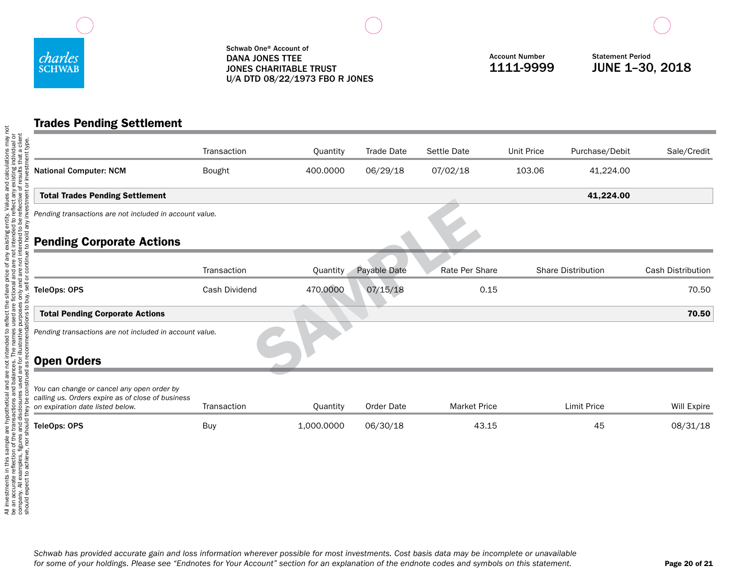Schwab One® Account of
DANA JONES TTEE
JONES CHARITABLE TRUST
U/A DTD 08/22/1973 FBO R JONES

Account Number
1111-9999

Statement Period
JUNE 1–30, 2018

## Trades Pending Settlement

| | Transaction | Quantity | Trade Date | Settle Date | Unit Price | Purchase/Debit | Sale/Credit |
|---|---|---|---|---|---|---|---|
| **National Computer: NCM** | Bought | 400.0000 | 06/29/18 | 07/02/18 | 103.06 | 41,224.00 | |
| **Total Trades Pending Settlement** | | | | | | **41,224.00** | |

*Pending transactions are not included in account value.*

## Pending Corporate Actions

| | Transaction | Quantity | Payable Date | Rate Per Share | Share Distribution | Cash Distribution |
|---|---|---|---|---|---|---|
| **TeleOps: OPS** | Cash Dividend | 470.0000 | 07/15/18 | 0.15 | | 70.50 |
| **Total Pending Corporate Actions** | | | | | | **70.50** |

*Pending transactions are not included in account value.*

## Open Orders

| *You can change or cancel any open order by calling us. Orders expire as of close of business on expiration date listed below.* | Transaction | Quantity | Order Date | Market Price | Limit Price | Will Expire |
|---|---|---|---|---|---|---|
| **TeleOps: OPS** | Buy | 1,000.0000 | 06/30/18 | 43.15 | 45 | 08/31/18 |

All investments in this sample are hypothetical and are not intended to reflect the share price of any existing entity. Values and calculations may not be an accurate reflection of the transactions and balances. The names used are fictional and are not intended to reflect any existing individual or company. All examples, figures and disclosures used are for illustrative purposes only and are not intended to be reflective of results that a client should expect to achieve, nor should they be construed as recommendations to buy, sell or continue to hold any investment or investment type.

*Schwab has provided accurate gain and loss information wherever possible for most investments. Cost basis data may be incomplete or unavailable for some of your holdings. Please see "Endnotes for Your Account" section for an explanation of the endnote codes and symbols on this statement.*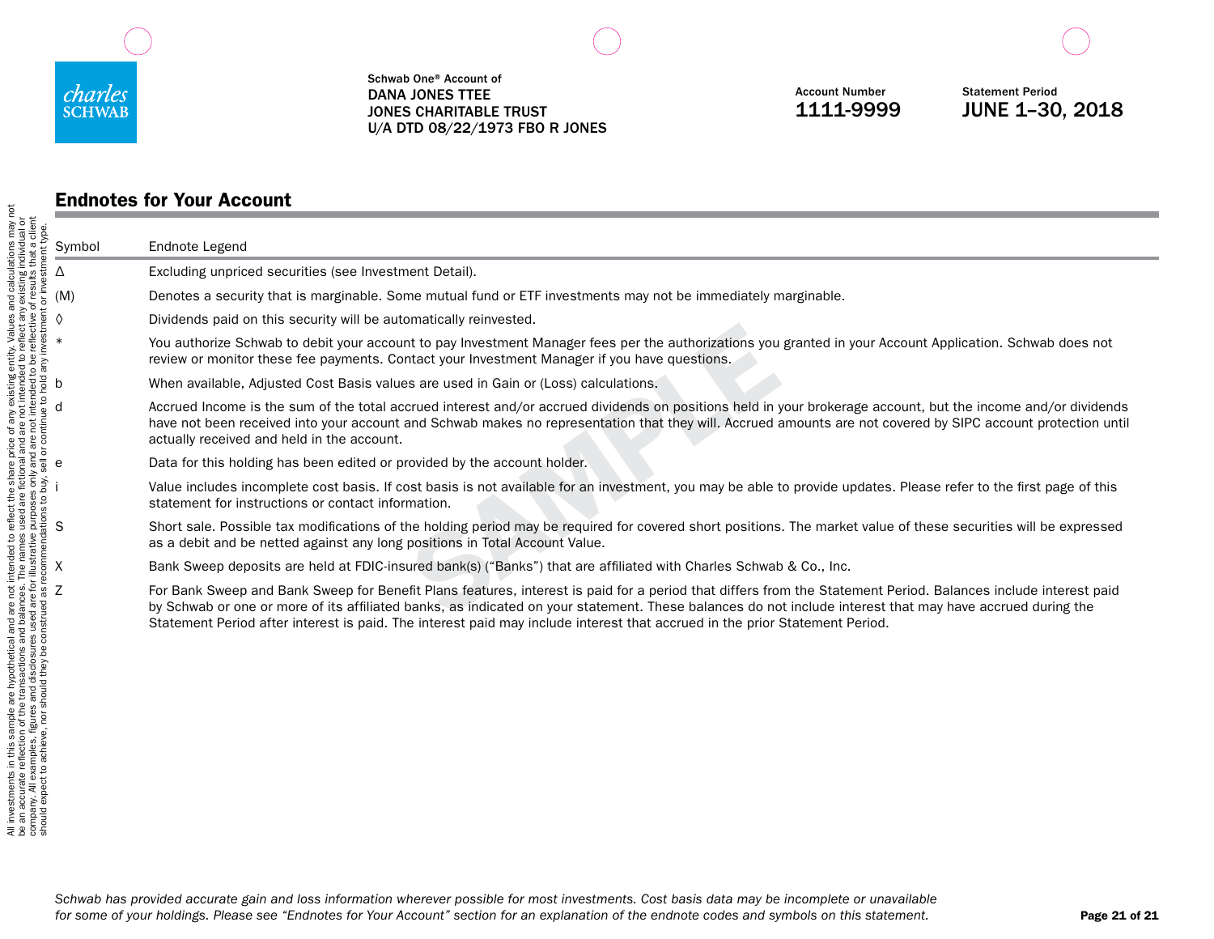Schwab One® Account of
DANA JONES TTEE
JONES CHARITABLE TRUST
U/A DTD 08/22/1973 FBO R JONES

Account Number
1111-9999

Statement Period
JUNE 1–30, 2018

All investments in this sample are hypothetical and are not intended to reflect the share price of any existing entity. Values and calculations may not be an accurate reflection of the transactions and balances. The names used are fictional and are not intended to reflect any existing individual or company. All examples, figures and disclosures used are for illustrative purposes only and are not intended to be reflective of results that a client should expect to achieve, nor should they be construed as recommendations to buy, sell or continue to hold any investment or investment type.

## Endnotes for Your Account

| Symbol | Endnote Legend |
| --- | --- |
| Δ | Excluding unpriced securities (see Investment Detail). |
| (M) | Denotes a security that is marginable. Some mutual fund or ETF investments may not be immediately marginable. |
| ◊ | Dividends paid on this security will be automatically reinvested. |
| * | You authorize Schwab to debit your account to pay Investment Manager fees per the authorizations you granted in your Account Application. Schwab does not review or monitor these fee payments. Contact your Investment Manager if you have questions. |
| b | When available, Adjusted Cost Basis values are used in Gain or (Loss) calculations. |
| d | Accrued Income is the sum of the total accrued interest and/or accrued dividends on positions held in your brokerage account, but the income and/or dividends have not been received into your account and Schwab makes no representation that they will. Accrued amounts are not covered by SIPC account protection until actually received and held in the account. |
| e | Data for this holding has been edited or provided by the account holder. |
| i | Value includes incomplete cost basis. If cost basis is not available for an investment, you may be able to provide updates. Please refer to the first page of this statement for instructions or contact information. |
| S | Short sale. Possible tax modifications of the holding period may be required for covered short positions. The market value of these securities will be expressed as a debit and be netted against any long positions in Total Account Value. |
| X | Bank Sweep deposits are held at FDIC-insured bank(s) ("Banks") that are affiliated with Charles Schwab & Co., Inc. |
| Z | For Bank Sweep and Bank Sweep for Benefit Plans features, interest is paid for a period that differs from the Statement Period. Balances include interest paid by Schwab or one or more of its affiliated banks, as indicated on your statement. These balances do not include interest that may have accrued during the Statement Period after interest is paid. The interest paid may include interest that accrued in the prior Statement Period. |

*Schwab has provided accurate gain and loss information wherever possible for most investments. Cost basis data may be incomplete or unavailable for some of your holdings. Please see "Endnotes for Your Account" section for an explanation of the endnote codes and symbols on this statement.*